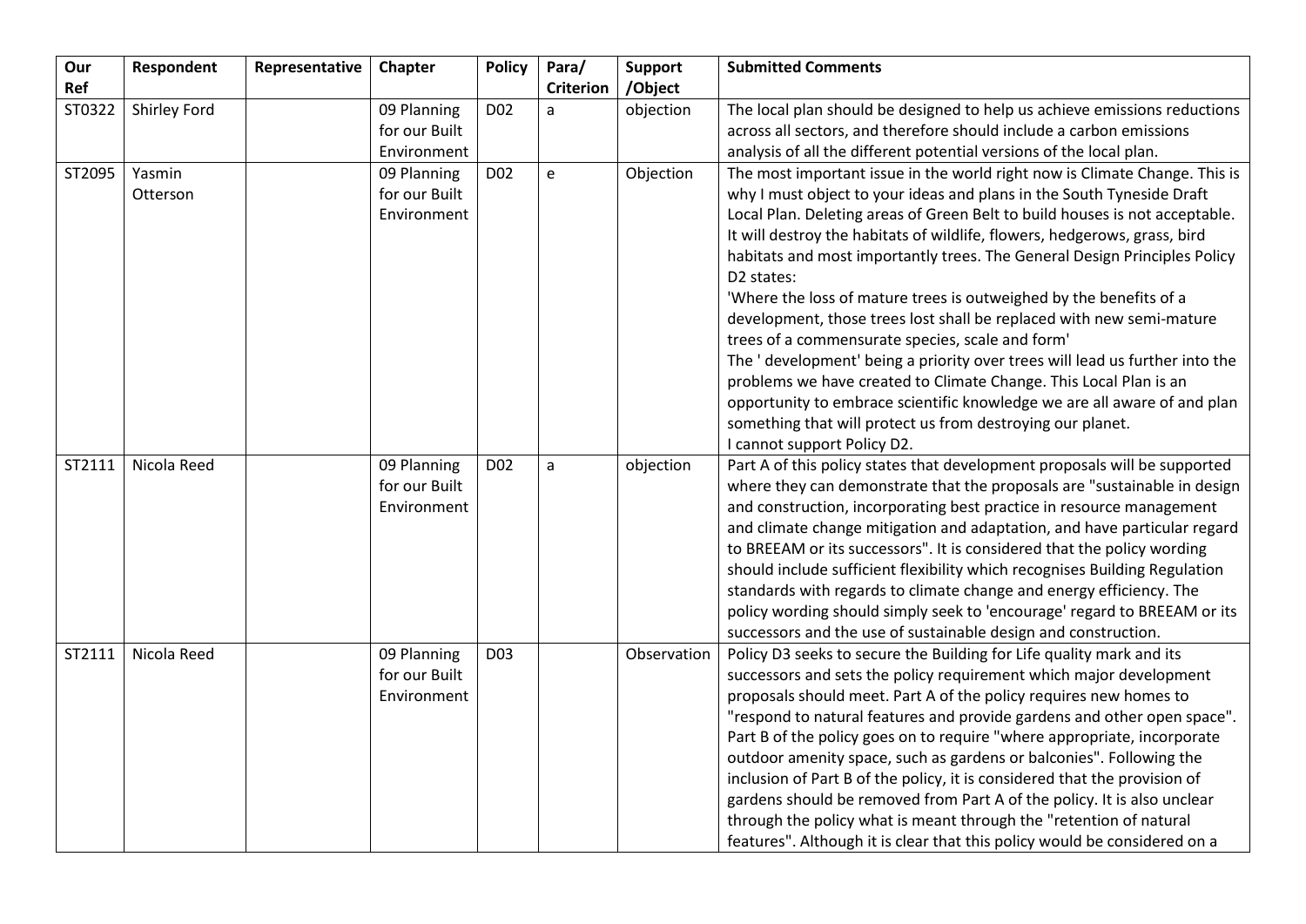| Our Ref | Respondent | Representative | Chapter | Policy | Para/ Criterion | Support /Object | Submitted Comments |
|---|---|---|---|---|---|---|---|
| ST0322 | Shirley Ford | | 09 Planning for our Built Environment | D02 | a | objection | The local plan should be designed to help us achieve emissions reductions across all sectors, and therefore should include a carbon emissions analysis of all the different potential versions of the local plan. |
| ST2095 | Yasmin Otterson | | 09 Planning for our Built Environment | D02 | e | Objection | The most important issue in the world right now is Climate Change. This is why I must object to your ideas and plans in the South Tyneside Draft Local Plan. Deleting areas of Green Belt to build houses is not acceptable. It will destroy the habitats of wildlife, flowers, hedgerows, grass, bird habitats and most importantly trees. The General Design Principles Policy D2 states:<br>'Where the loss of mature trees is outweighed by the benefits of a development, those trees lost shall be replaced with new semi-mature trees of a commensurate species, scale and form'<br>The ' development' being a priority over trees will lead us further into the problems we have created to Climate Change. This Local Plan is an opportunity to embrace scientific knowledge we are all aware of and plan something that will protect us from destroying our planet.<br>I cannot support Policy D2. |
| ST2111 | Nicola Reed | | 09 Planning for our Built Environment | D02 | a | objection | Part A of this policy states that development proposals will be supported where they can demonstrate that the proposals are "sustainable in design and construction, incorporating best practice in resource management and climate change mitigation and adaptation, and have particular regard to BREEAM or its successors". It is considered that the policy wording should include sufficient flexibility which recognises Building Regulation standards with regards to climate change and energy efficiency. The policy wording should simply seek to 'encourage' regard to BREEAM or its successors and the use of sustainable design and construction. |
| ST2111 | Nicola Reed | | 09 Planning for our Built Environment | D03 | | Observation | Policy D3 seeks to secure the Building for Life quality mark and its successors and sets the policy requirement which major development proposals should meet. Part A of the policy requires new homes to "respond to natural features and provide gardens and other open space". Part B of the policy goes on to require "where appropriate, incorporate outdoor amenity space, such as gardens or balconies". Following the inclusion of Part B of the policy, it is considered that the provision of gardens should be removed from Part A of the policy. It is also unclear through the policy what is meant through the "retention of natural features". Although it is clear that this policy would be considered on a |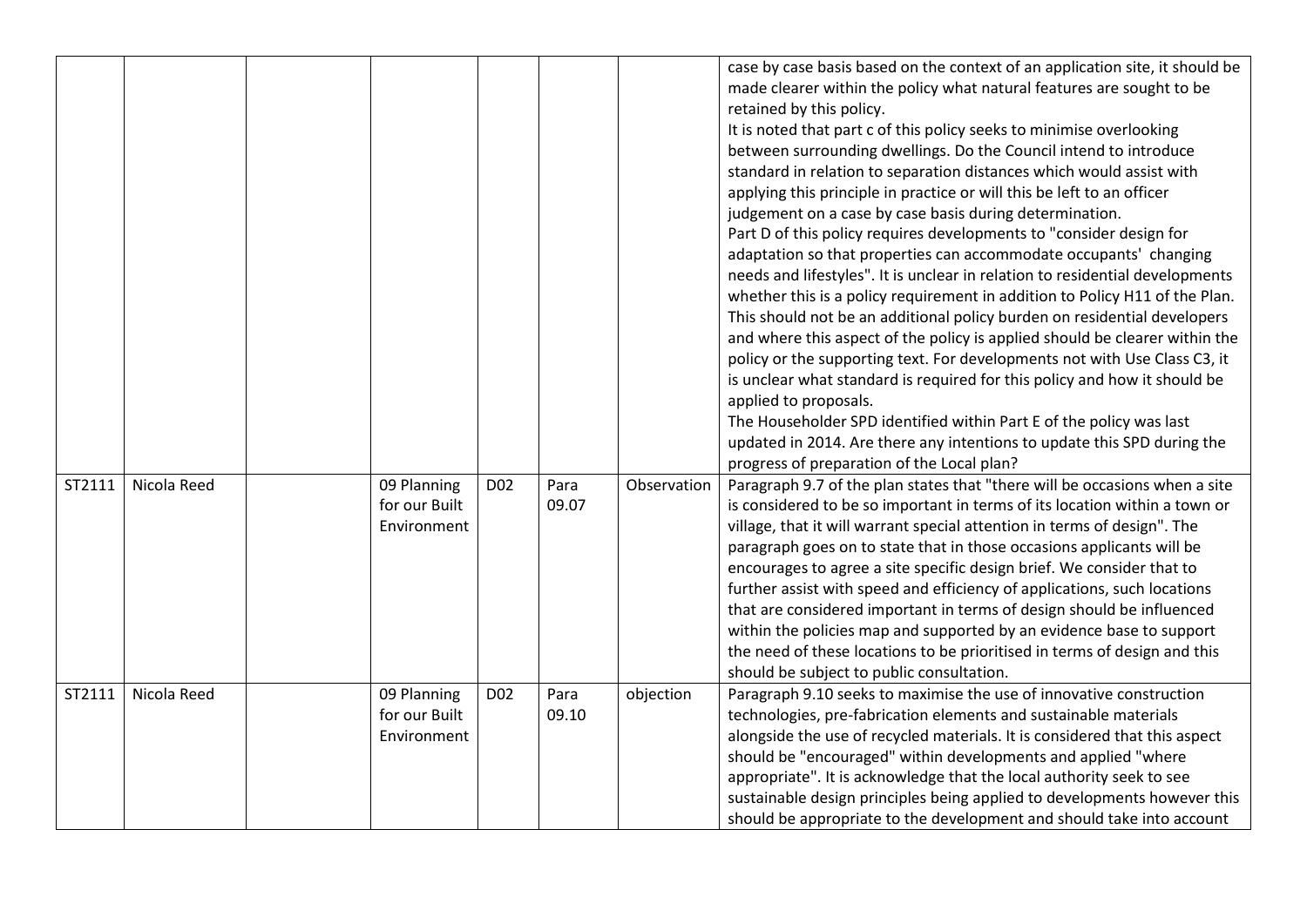| | | | | | | | |
|---|---|---|---|---|---|---|---|
| | | | | | | | case by case basis based on the context of an application site, it should be made clearer within the policy what natural features are sought to be retained by this policy.<br>It is noted that part c of this policy seeks to minimise overlooking between surrounding dwellings. Do the Council intend to introduce standard in relation to separation distances which would assist with applying this principle in practice or will this be left to an officer judgement on a case by case basis during determination.<br>Part D of this policy requires developments to "consider design for adaptation so that properties can accommodate occupants' changing needs and lifestyles". It is unclear in relation to residential developments whether this is a policy requirement in addition to Policy H11 of the Plan. This should not be an additional policy burden on residential developers and where this aspect of the policy is applied should be clearer within the policy or the supporting text. For developments not with Use Class C3, it is unclear what standard is required for this policy and how it should be applied to proposals.<br>The Householder SPD identified within Part E of the policy was last updated in 2014. Are there any intentions to update this SPD during the progress of preparation of the Local plan? |
| ST2111 | Nicola Reed | | 09 Planning for our Built Environment | D02 | Para 09.07 | Observation | Paragraph 9.7 of the plan states that "there will be occasions when a site is considered to be so important in terms of its location within a town or village, that it will warrant special attention in terms of design". The paragraph goes on to state that in those occasions applicants will be encourages to agree a site specific design brief. We consider that to further assist with speed and efficiency of applications, such locations that are considered important in terms of design should be influenced within the policies map and supported by an evidence base to support the need of these locations to be prioritised in terms of design and this should be subject to public consultation. |
| ST2111 | Nicola Reed | | 09 Planning for our Built Environment | D02 | Para 09.10 | objection | Paragraph 9.10 seeks to maximise the use of innovative construction technologies, pre-fabrication elements and sustainable materials alongside the use of recycled materials. It is considered that this aspect should be "encouraged" within developments and applied "where appropriate". It is acknowledge that the local authority seek to see sustainable design principles being applied to developments however this should be appropriate to the development and should take into account |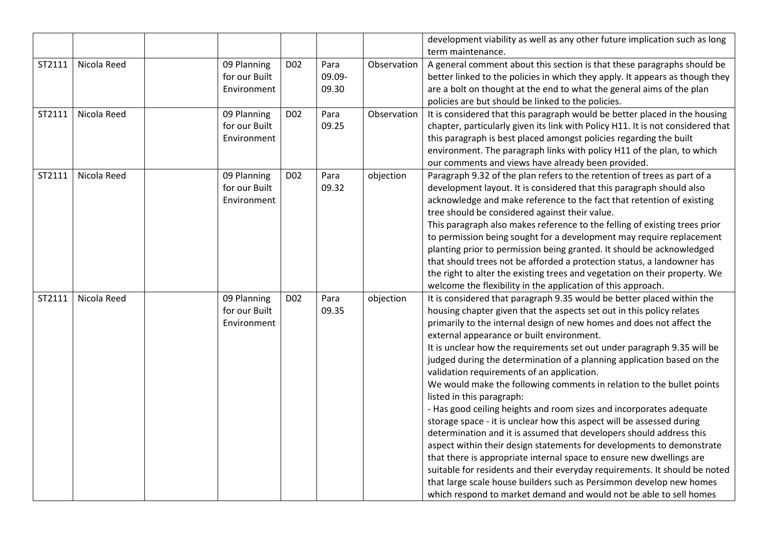| | | | | | | | |
|---|---|---|---|---|---|---|---|
| | | | | | | | development viability as well as any other future implication such as long term maintenance. |
| ST2111 | Nicola Reed | | 09 Planning for our Built Environment | D02 | Para 09.09-09.30 | Observation | A general comment about this section is that these paragraphs should be better linked to the policies in which they apply. It appears as though they are a bolt on thought at the end to what the general aims of the plan policies are but should be linked to the policies. |
| ST2111 | Nicola Reed | | 09 Planning for our Built Environment | D02 | Para 09.25 | Observation | It is considered that this paragraph would be better placed in the housing chapter, particularly given its link with Policy H11. It is not considered that this paragraph is best placed amongst policies regarding the built environment. The paragraph links with policy H11 of the plan, to which our comments and views have already been provided. |
| ST2111 | Nicola Reed | | 09 Planning for our Built Environment | D02 | Para 09.32 | objection | Paragraph 9.32 of the plan refers to the retention of trees as part of a development layout. It is considered that this paragraph should also acknowledge and make reference to the fact that retention of existing tree should be considered against their value.<br>This paragraph also makes reference to the felling of existing trees prior to permission being sought for a development may require replacement planting prior to permission being granted. It should be acknowledged that should trees not be afforded a protection status, a landowner has the right to alter the existing trees and vegetation on their property. We welcome the flexibility in the application of this approach. |
| ST2111 | Nicola Reed | | 09 Planning for our Built Environment | D02 | Para 09.35 | objection | It is considered that paragraph 9.35 would be better placed within the housing chapter given that the aspects set out in this policy relates primarily to the internal design of new homes and does not affect the external appearance or built environment.<br>It is unclear how the requirements set out under paragraph 9.35 will be judged during the determination of a planning application based on the validation requirements of an application.<br>We would make the following comments in relation to the bullet points listed in this paragraph:<br>- Has good ceiling heights and room sizes and incorporates adequate storage space - it is unclear how this aspect will be assessed during determination and it is assumed that developers should address this aspect within their design statements for developments to demonstrate that there is appropriate internal space to ensure new dwellings are suitable for residents and their everyday requirements. It should be noted that large scale house builders such as Persimmon develop new homes which respond to market demand and would not be able to sell homes |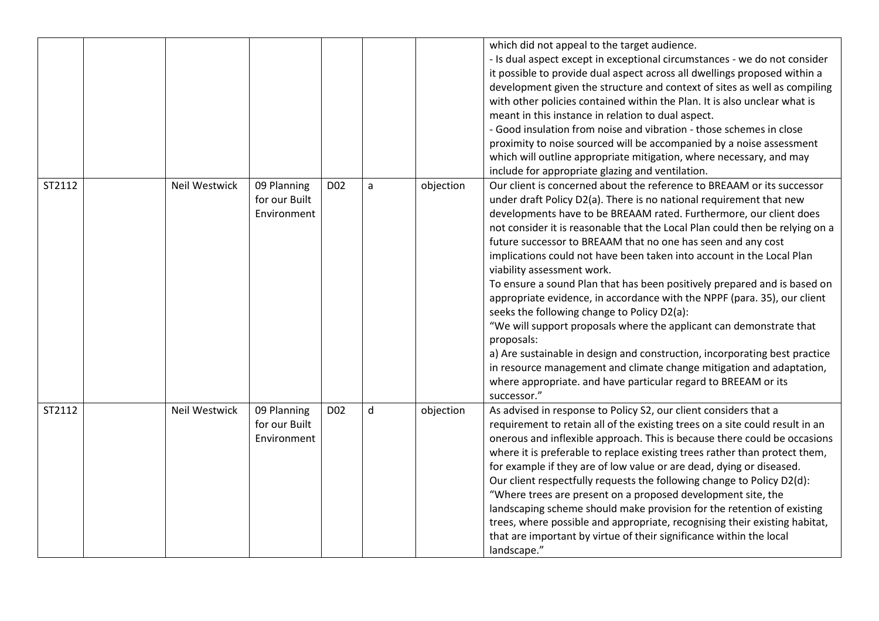| | | | | | | | |
|---|---|---|---|---|---|---|---|
| | | | | | | | which did not appeal to the target audience.<br>- Is dual aspect except in exceptional circumstances - we do not consider it possible to provide dual aspect across all dwellings proposed within a development given the structure and context of sites as well as compiling with other policies contained within the Plan. It is also unclear what is meant in this instance in relation to dual aspect.<br>- Good insulation from noise and vibration - those schemes in close proximity to noise sourced will be accompanied by a noise assessment which will outline appropriate mitigation, where necessary, and may include for appropriate glazing and ventilation. |
| ST2112 | | Neil Westwick | 09 Planning for our Built Environment | D02 | a | objection | Our client is concerned about the reference to BREAAM or its successor under draft Policy D2(a). There is no national requirement that new developments have to be BREAAM rated. Furthermore, our client does not consider it is reasonable that the Local Plan could then be relying on a future successor to BREAAM that no one has seen and any cost implications could not have been taken into account in the Local Plan viability assessment work.<br>To ensure a sound Plan that has been positively prepared and is based on appropriate evidence, in accordance with the NPPF (para. 35), our client seeks the following change to Policy D2(a):<br>"We will support proposals where the applicant can demonstrate that proposals:<br>a) Are sustainable in design and construction, incorporating best practice in resource management and climate change mitigation and adaptation, where appropriate. and have particular regard to BREEAM or its successor." |
| ST2112 | | Neil Westwick | 09 Planning for our Built Environment | D02 | d | objection | As advised in response to Policy S2, our client considers that a requirement to retain all of the existing trees on a site could result in an onerous and inflexible approach. This is because there could be occasions where it is preferable to replace existing trees rather than protect them, for example if they are of low value or are dead, dying or diseased.<br>Our client respectfully requests the following change to Policy D2(d):<br>"Where trees are present on a proposed development site, the landscaping scheme should make provision for the retention of existing trees, where possible and appropriate, recognising their existing habitat, that are important by virtue of their significance within the local landscape." |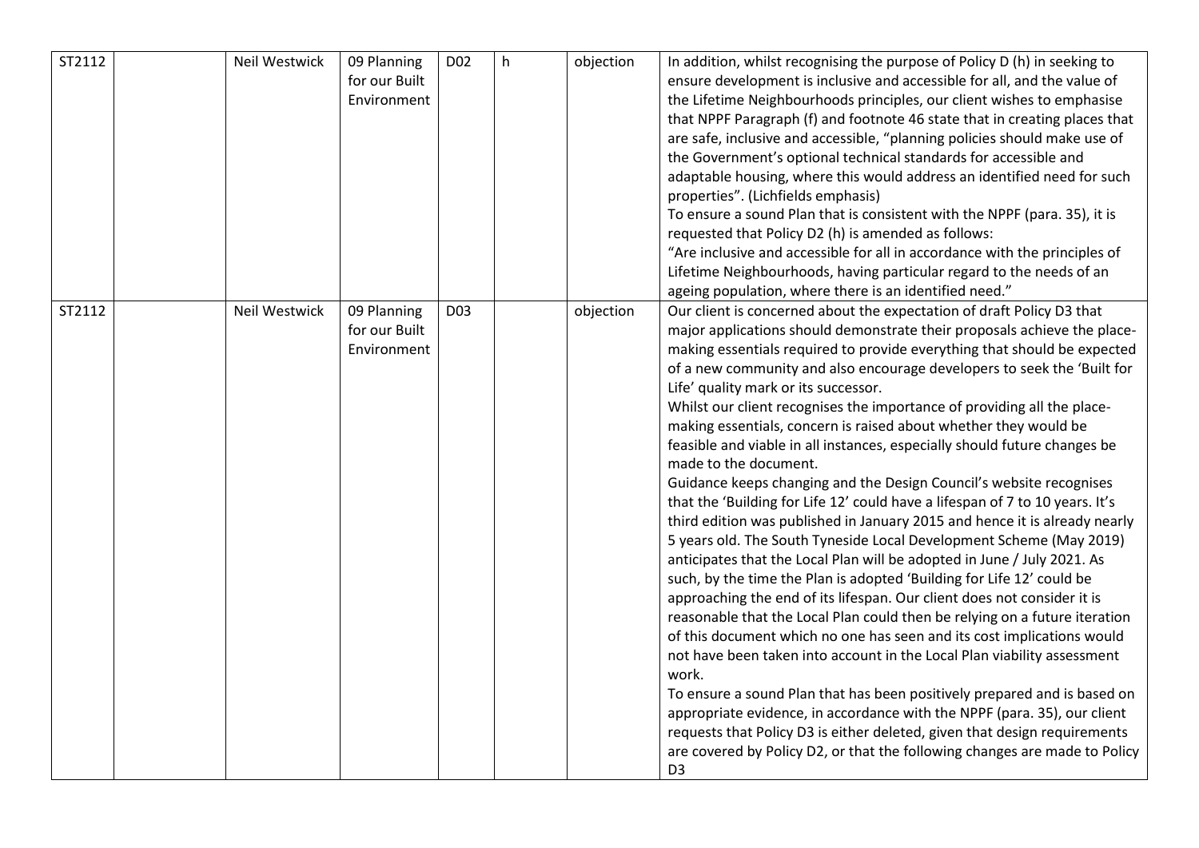| ST2112 | | Neil Westwick | 09 Planning for our Built Environment | D02 | h | objection | In addition, whilst recognising the purpose of Policy D (h) in seeking to ensure development is inclusive and accessible for all, and the value of the Lifetime Neighbourhoods principles, our client wishes to emphasise that NPPF Paragraph (f) and footnote 46 state that in creating places that are safe, inclusive and accessible, "planning policies should make use of the Government's optional technical standards for accessible and adaptable housing, where this would address an identified need for such properties". (Lichfields emphasis)<br>To ensure a sound Plan that is consistent with the NPPF (para. 35), it is requested that Policy D2 (h) is amended as follows:<br>"Are inclusive and accessible for all in accordance with the principles of Lifetime Neighbourhoods, having particular regard to the needs of an ageing population, where there is an identified need." |
|---|---|---|---|---|---|---|---|
| ST2112 | | Neil Westwick | 09 Planning for our Built Environment | D03 | | objection | Our client is concerned about the expectation of draft Policy D3 that major applications should demonstrate their proposals achieve the place-making essentials required to provide everything that should be expected of a new community and also encourage developers to seek the 'Built for Life' quality mark or its successor.<br>Whilst our client recognises the importance of providing all the place-making essentials, concern is raised about whether they would be feasible and viable in all instances, especially should future changes be made to the document.<br>Guidance keeps changing and the Design Council's website recognises that the 'Building for Life 12' could have a lifespan of 7 to 10 years. It's third edition was published in January 2015 and hence it is already nearly 5 years old. The South Tyneside Local Development Scheme (May 2019) anticipates that the Local Plan will be adopted in June / July 2021. As such, by the time the Plan is adopted 'Building for Life 12' could be approaching the end of its lifespan. Our client does not consider it is reasonable that the Local Plan could then be relying on a future iteration of this document which no one has seen and its cost implications would not have been taken into account in the Local Plan viability assessment work.<br>To ensure a sound Plan that has been positively prepared and is based on appropriate evidence, in accordance with the NPPF (para. 35), our client requests that Policy D3 is either deleted, given that design requirements are covered by Policy D2, or that the following changes are made to Policy D3 |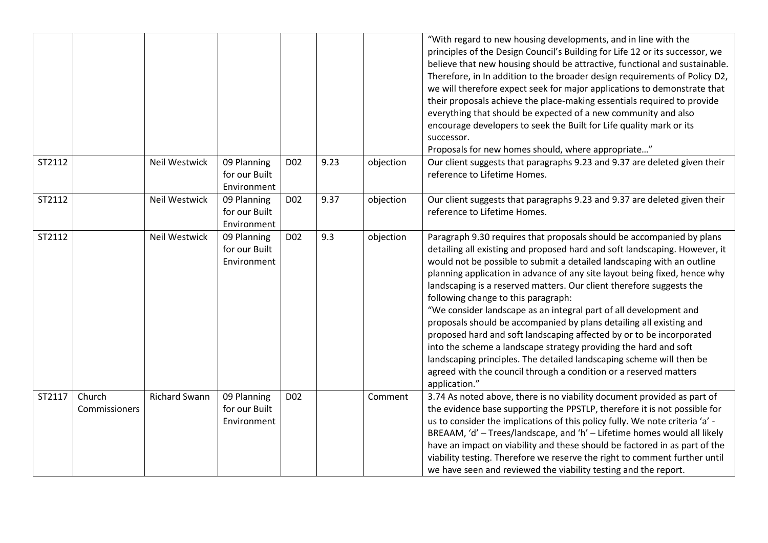| | | | | | | | |
|---|---|---|---|---|---|---|---|
| | | | | | | | "With regard to new housing developments, and in line with the principles of the Design Council's Building for Life 12 or its successor, we believe that new housing should be attractive, functional and sustainable. Therefore, in In addition to the broader design requirements of Policy D2, we will therefore expect seek for major applications to demonstrate that their proposals achieve the place-making essentials required to provide everything that should be expected of a new community and also encourage developers to seek the Built for Life quality mark or its successor.<br>Proposals for new homes should, where appropriate…" |
| ST2112 | | Neil Westwick | 09 Planning for our Built Environment | D02 | 9.23 | objection | Our client suggests that paragraphs 9.23 and 9.37 are deleted given their reference to Lifetime Homes. |
| ST2112 | | Neil Westwick | 09 Planning for our Built Environment | D02 | 9.37 | objection | Our client suggests that paragraphs 9.23 and 9.37 are deleted given their reference to Lifetime Homes. |
| ST2112 | | Neil Westwick | 09 Planning for our Built Environment | D02 | 9.3 | objection | Paragraph 9.30 requires that proposals should be accompanied by plans detailing all existing and proposed hard and soft landscaping. However, it would not be possible to submit a detailed landscaping with an outline planning application in advance of any site layout being fixed, hence why landscaping is a reserved matters. Our client therefore suggests the following change to this paragraph:<br>"We consider landscape as an integral part of all development and proposals should be accompanied by plans detailing all existing and proposed hard and soft landscaping affected by or to be incorporated into the scheme a landscape strategy providing the hard and soft landscaping principles. The detailed landscaping scheme will then be agreed with the council through a condition or a reserved matters application." |
| ST2117 | Church Commissioners | Richard Swann | 09 Planning for our Built Environment | D02 | | Comment | 3.74 As noted above, there is no viability document provided as part of the evidence base supporting the PPSTLP, therefore it is not possible for us to consider the implications of this policy fully. We note criteria 'a' - BREAAM, 'd' – Trees/landscape, and 'h' – Lifetime homes would all likely have an impact on viability and these should be factored in as part of the viability testing. Therefore we reserve the right to comment further until we have seen and reviewed the viability testing and the report. |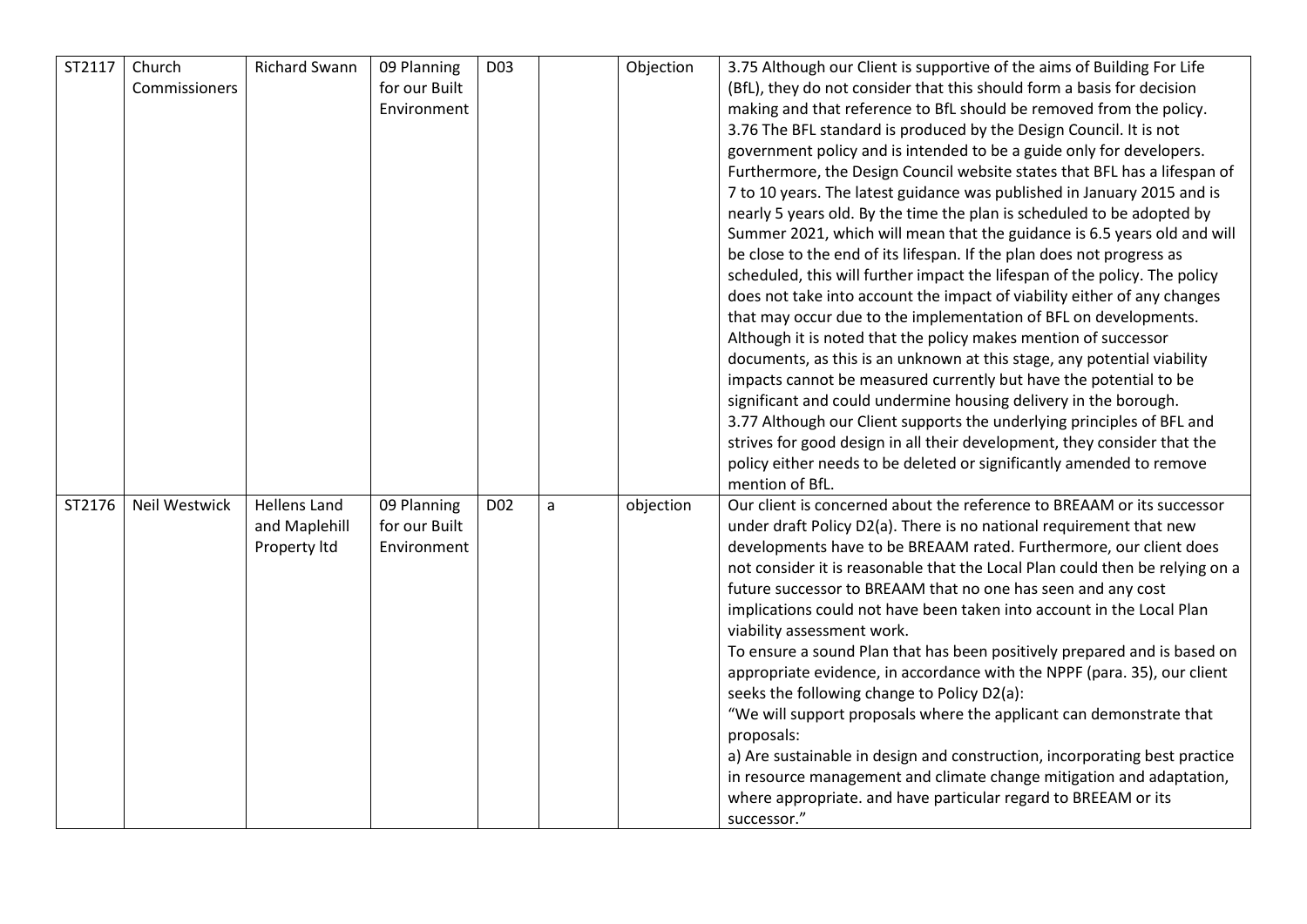| ST2117 | Church Commissioners | Richard Swann | 09 Planning for our Built Environment | D03 | | Objection | 3.75 Although our Client is supportive of the aims of Building For Life (BfL), they do not consider that this should form a basis for decision making and that reference to BfL should be removed from the policy.<br>3.76 The BFL standard is produced by the Design Council. It is not government policy and is intended to be a guide only for developers. Furthermore, the Design Council website states that BFL has a lifespan of 7 to 10 years. The latest guidance was published in January 2015 and is nearly 5 years old. By the time the plan is scheduled to be adopted by Summer 2021, which will mean that the guidance is 6.5 years old and will be close to the end of its lifespan. If the plan does not progress as scheduled, this will further impact the lifespan of the policy. The policy does not take into account the impact of viability either of any changes that may occur due to the implementation of BFL on developments. Although it is noted that the policy makes mention of successor documents, as this is an unknown at this stage, any potential viability impacts cannot be measured currently but have the potential to be significant and could undermine housing delivery in the borough.<br>3.77 Although our Client supports the underlying principles of BFL and strives for good design in all their development, they consider that the policy either needs to be deleted or significantly amended to remove mention of BfL. |
|---|---|---|---|---|---|---|---|
| ST2176 | Neil Westwick | Hellens Land and Maplehill Property ltd | 09 Planning for our Built Environment | D02 | a | objection | Our client is concerned about the reference to BREAAM or its successor under draft Policy D2(a). There is no national requirement that new developments have to be BREAAM rated. Furthermore, our client does not consider it is reasonable that the Local Plan could then be relying on a future successor to BREAAM that no one has seen and any cost implications could not have been taken into account in the Local Plan viability assessment work.<br>To ensure a sound Plan that has been positively prepared and is based on appropriate evidence, in accordance with the NPPF (para. 35), our client seeks the following change to Policy D2(a):<br>"We will support proposals where the applicant can demonstrate that proposals:<br>a) Are sustainable in design and construction, incorporating best practice in resource management and climate change mitigation and adaptation, where appropriate. and have particular regard to BREEAM or its successor." |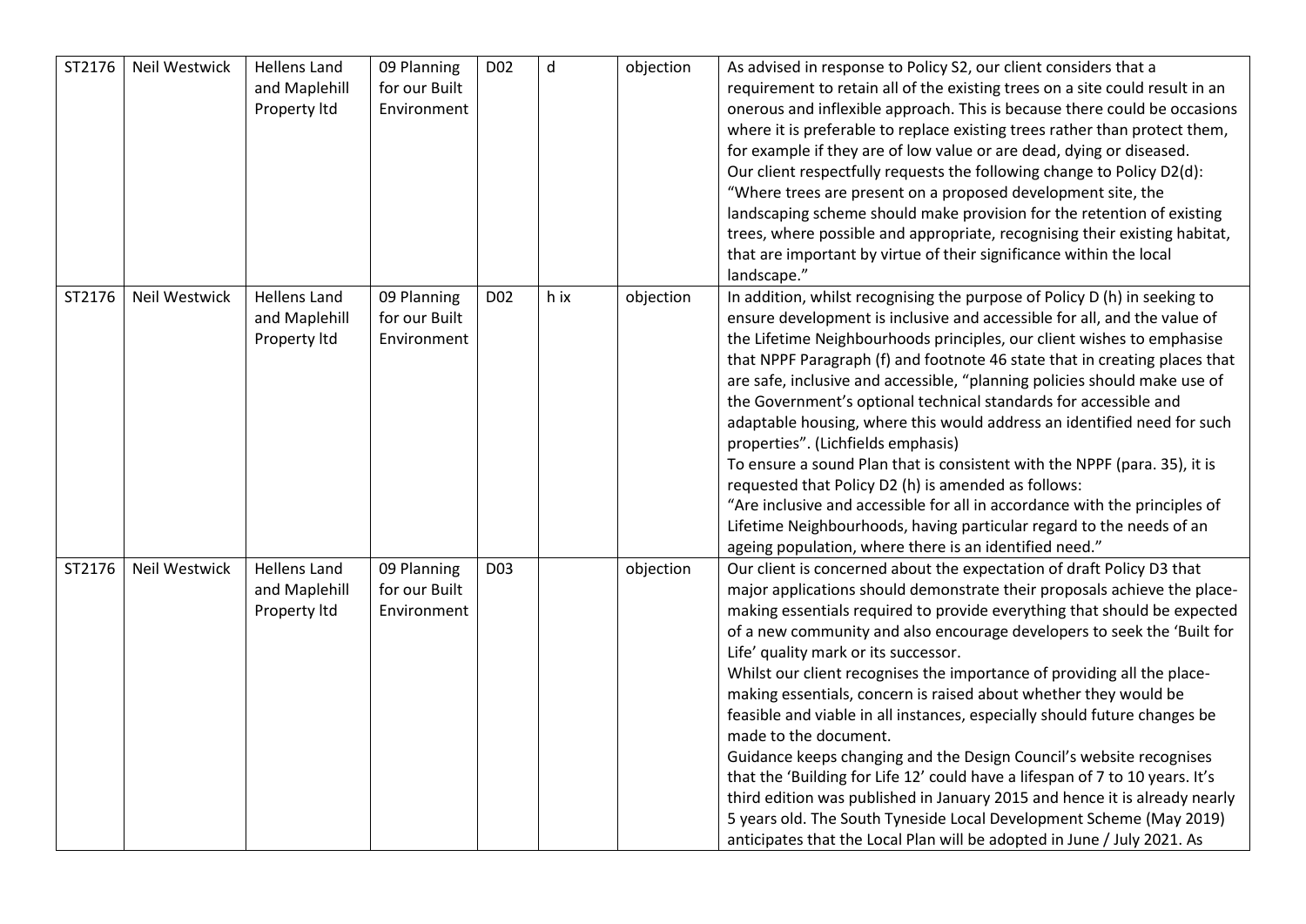| | | | | | | | |
|---|---|---|---|---|---|---|---|
| ST2176 | Neil Westwick | Hellens Land and Maplehill Property ltd | 09 Planning for our Built Environment | D02 | d | objection | As advised in response to Policy S2, our client considers that a requirement to retain all of the existing trees on a site could result in an onerous and inflexible approach. This is because there could be occasions where it is preferable to replace existing trees rather than protect them, for example if they are of low value or are dead, dying or diseased.<br>Our client respectfully requests the following change to Policy D2(d):<br>"Where trees are present on a proposed development site, the landscaping scheme should make provision for the retention of existing trees, where possible and appropriate, recognising their existing habitat, that are important by virtue of their significance within the local landscape." |
| ST2176 | Neil Westwick | Hellens Land and Maplehill Property ltd | 09 Planning for our Built Environment | D02 | h ix | objection | In addition, whilst recognising the purpose of Policy D (h) in seeking to ensure development is inclusive and accessible for all, and the value of the Lifetime Neighbourhoods principles, our client wishes to emphasise that NPPF Paragraph (f) and footnote 46 state that in creating places that are safe, inclusive and accessible, "planning policies should make use of the Government's optional technical standards for accessible and adaptable housing, where this would address an identified need for such properties". (Lichfields emphasis)<br>To ensure a sound Plan that is consistent with the NPPF (para. 35), it is requested that Policy D2 (h) is amended as follows:<br>"Are inclusive and accessible for all in accordance with the principles of Lifetime Neighbourhoods, having particular regard to the needs of an ageing population, where there is an identified need." |
| ST2176 | Neil Westwick | Hellens Land and Maplehill Property ltd | 09 Planning for our Built Environment | D03 | | objection | Our client is concerned about the expectation of draft Policy D3 that major applications should demonstrate their proposals achieve the place-making essentials required to provide everything that should be expected of a new community and also encourage developers to seek the 'Built for Life' quality mark or its successor.<br>Whilst our client recognises the importance of providing all the place-making essentials, concern is raised about whether they would be feasible and viable in all instances, especially should future changes be made to the document.<br>Guidance keeps changing and the Design Council's website recognises that the 'Building for Life 12' could have a lifespan of 7 to 10 years. It's third edition was published in January 2015 and hence it is already nearly 5 years old. The South Tyneside Local Development Scheme (May 2019) anticipates that the Local Plan will be adopted in June / July 2021. As |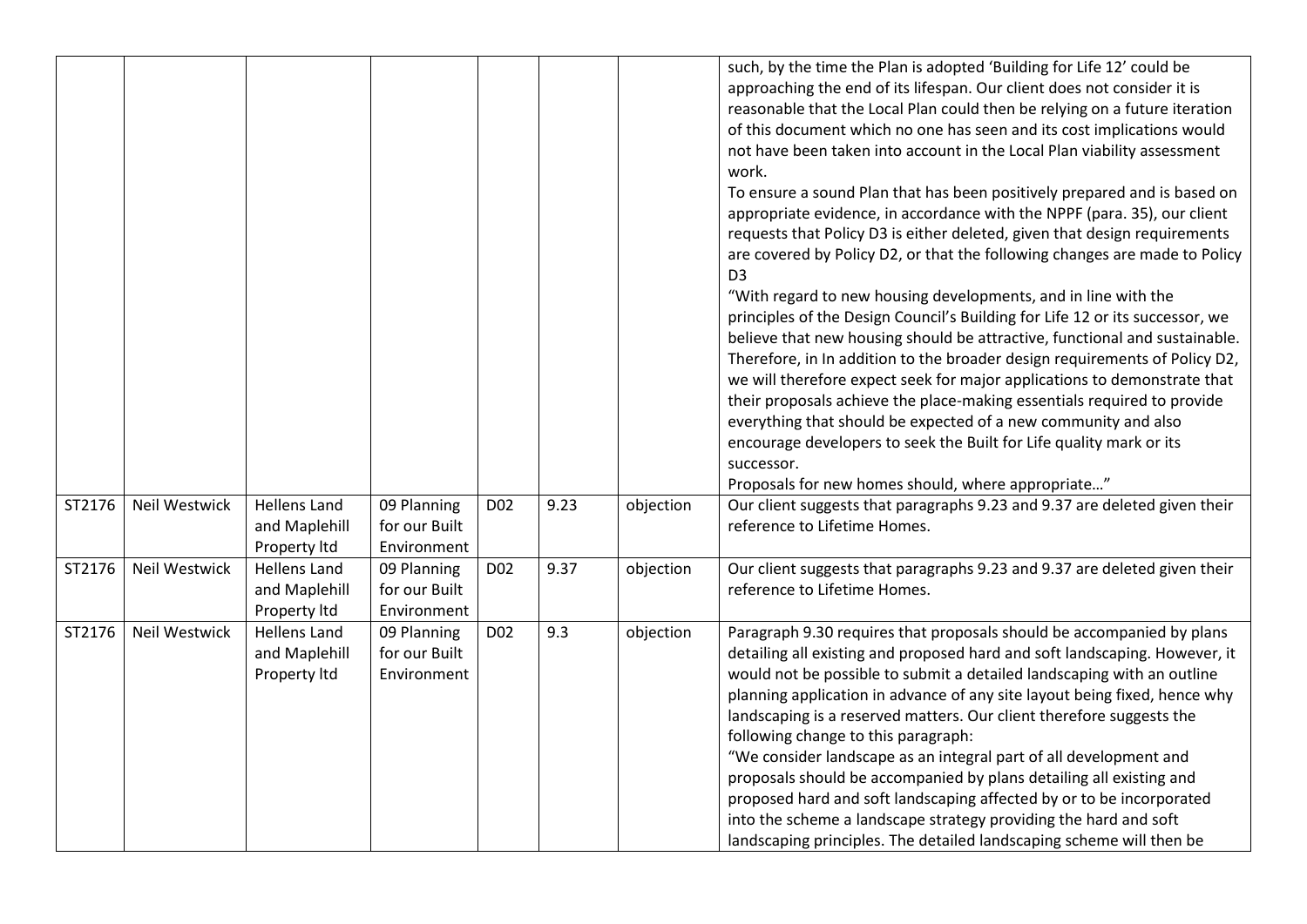| | | | | | | | |
|---|---|---|---|---|---|---|---|
| | | | | | | | such, by the time the Plan is adopted 'Building for Life 12' could be approaching the end of its lifespan. Our client does not consider it is reasonable that the Local Plan could then be relying on a future iteration of this document which no one has seen and its cost implications would not have been taken into account in the Local Plan viability assessment work.<br>To ensure a sound Plan that has been positively prepared and is based on appropriate evidence, in accordance with the NPPF (para. 35), our client requests that Policy D3 is either deleted, given that design requirements are covered by Policy D2, or that the following changes are made to Policy D3<br>"With regard to new housing developments, and in line with the principles of the Design Council's Building for Life 12 or its successor, we believe that new housing should be attractive, functional and sustainable. Therefore, in In addition to the broader design requirements of Policy D2, we will therefore expect seek for major applications to demonstrate that their proposals achieve the place-making essentials required to provide everything that should be expected of a new community and also encourage developers to seek the Built for Life quality mark or its successor.<br>Proposals for new homes should, where appropriate…" |
| ST2176 | Neil Westwick | Hellens Land and Maplehill Property ltd | 09 Planning for our Built Environment | D02 | 9.23 | objection | Our client suggests that paragraphs 9.23 and 9.37 are deleted given their reference to Lifetime Homes. |
| ST2176 | Neil Westwick | Hellens Land and Maplehill Property ltd | 09 Planning for our Built Environment | D02 | 9.37 | objection | Our client suggests that paragraphs 9.23 and 9.37 are deleted given their reference to Lifetime Homes. |
| ST2176 | Neil Westwick | Hellens Land and Maplehill Property ltd | 09 Planning for our Built Environment | D02 | 9.3 | objection | Paragraph 9.30 requires that proposals should be accompanied by plans detailing all existing and proposed hard and soft landscaping. However, it would not be possible to submit a detailed landscaping with an outline planning application in advance of any site layout being fixed, hence why landscaping is a reserved matters. Our client therefore suggests the following change to this paragraph:<br>"We consider landscape as an integral part of all development and proposals should be accompanied by plans detailing all existing and proposed hard and soft landscaping affected by or to be incorporated into the scheme a landscape strategy providing the hard and soft landscaping principles. The detailed landscaping scheme will then be |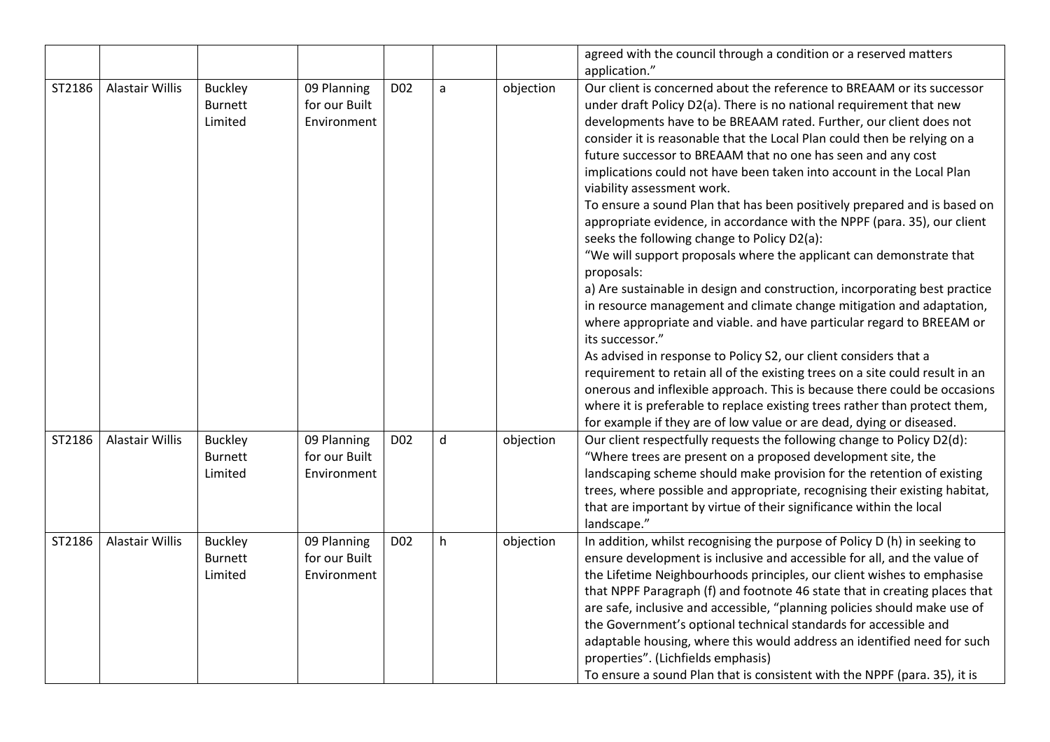| | | | | | | | |
|---|---|---|---|---|---|---|---|
| | | | | | | | agreed with the council through a condition or a reserved matters application." |
| ST2186 | Alastair Willis | Buckley Burnett Limited | 09 Planning for our Built Environment | D02 | a | objection | Our client is concerned about the reference to BREAAM or its successor under draft Policy D2(a). There is no national requirement that new developments have to be BREAAM rated. Further, our client does not consider it is reasonable that the Local Plan could then be relying on a future successor to BREAAM that no one has seen and any cost implications could not have been taken into account in the Local Plan viability assessment work.<br>To ensure a sound Plan that has been positively prepared and is based on appropriate evidence, in accordance with the NPPF (para. 35), our client seeks the following change to Policy D2(a):<br>"We will support proposals where the applicant can demonstrate that proposals:<br>a) Are sustainable in design and construction, incorporating best practice in resource management and climate change mitigation and adaptation, where appropriate and viable. and have particular regard to BREEAM or its successor."<br>As advised in response to Policy S2, our client considers that a requirement to retain all of the existing trees on a site could result in an onerous and inflexible approach. This is because there could be occasions where it is preferable to replace existing trees rather than protect them, for example if they are of low value or are dead, dying or diseased. |
| ST2186 | Alastair Willis | Buckley Burnett Limited | 09 Planning for our Built Environment | D02 | d | objection | Our client respectfully requests the following change to Policy D2(d):<br>"Where trees are present on a proposed development site, the landscaping scheme should make provision for the retention of existing trees, where possible and appropriate, recognising their existing habitat, that are important by virtue of their significance within the local landscape." |
| ST2186 | Alastair Willis | Buckley Burnett Limited | 09 Planning for our Built Environment | D02 | h | objection | In addition, whilst recognising the purpose of Policy D (h) in seeking to ensure development is inclusive and accessible for all, and the value of the Lifetime Neighbourhoods principles, our client wishes to emphasise that NPPF Paragraph (f) and footnote 46 state that in creating places that are safe, inclusive and accessible, "planning policies should make use of the Government's optional technical standards for accessible and adaptable housing, where this would address an identified need for such properties". (Lichfields emphasis)<br>To ensure a sound Plan that is consistent with the NPPF (para. 35), it is |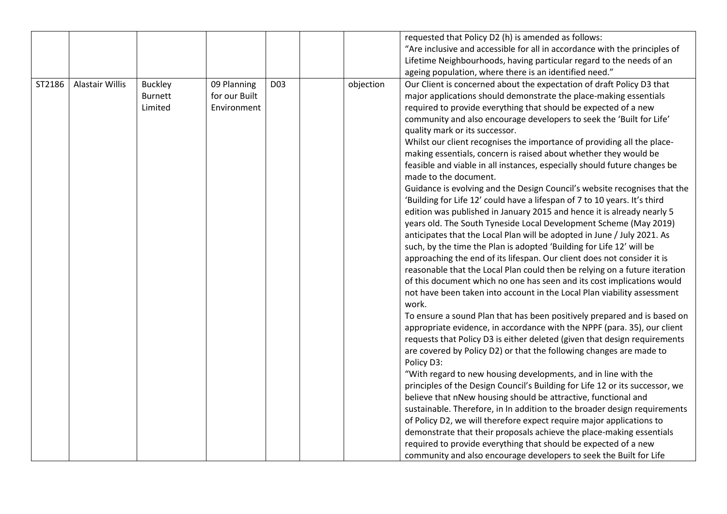|  |  |  |  |  |  |  |  |
|---|---|---|---|---|---|---|---|
|  |  |  |  |  |  |  | requested that Policy D2 (h) is amended as follows:<br>"Are inclusive and accessible for all in accordance with the principles of Lifetime Neighbourhoods, having particular regard to the needs of an ageing population, where there is an identified need." |
| ST2186 | Alastair Willis | Buckley Burnett Limited | 09 Planning for our Built Environment | D03 |  | objection | Our Client is concerned about the expectation of draft Policy D3 that major applications should demonstrate the place-making essentials required to provide everything that should be expected of a new community and also encourage developers to seek the 'Built for Life' quality mark or its successor.<br>Whilst our client recognises the importance of providing all the place-making essentials, concern is raised about whether they would be feasible and viable in all instances, especially should future changes be made to the document.<br>Guidance is evolving and the Design Council's website recognises that the 'Building for Life 12' could have a lifespan of 7 to 10 years. It's third edition was published in January 2015 and hence it is already nearly 5 years old. The South Tyneside Local Development Scheme (May 2019) anticipates that the Local Plan will be adopted in June / July 2021. As such, by the time the Plan is adopted 'Building for Life 12' will be approaching the end of its lifespan. Our client does not consider it is reasonable that the Local Plan could then be relying on a future iteration of this document which no one has seen and its cost implications would not have been taken into account in the Local Plan viability assessment work.<br>To ensure a sound Plan that has been positively prepared and is based on appropriate evidence, in accordance with the NPPF (para. 35), our client requests that Policy D3 is either deleted (given that design requirements are covered by Policy D2) or that the following changes are made to Policy D3:<br>"With regard to new housing developments, and in line with the principles of the Design Council's Building for Life 12 or its successor, we believe that nNew housing should be attractive, functional and sustainable. Therefore, in In addition to the broader design requirements of Policy D2, we will therefore expect require major applications to demonstrate that their proposals achieve the place-making essentials required to provide everything that should be expected of a new community and also encourage developers to seek the Built for Life |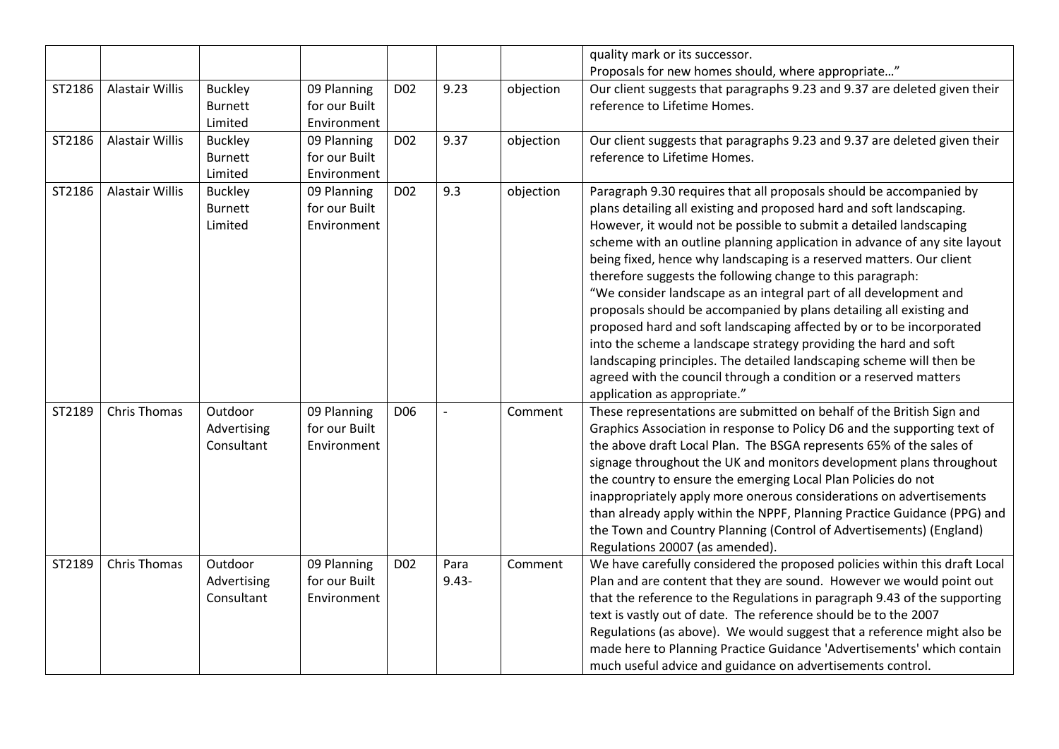|  |  |  |  |  |  |  | quality mark or its successor.<br>Proposals for new homes should, where appropriate…" |
|---|---|---|---|---|---|---|---|
| ST2186 | Alastair Willis | Buckley Burnett Limited | 09 Planning for our Built Environment | D02 | 9.23 | objection | Our client suggests that paragraphs 9.23 and 9.37 are deleted given their reference to Lifetime Homes. |
| ST2186 | Alastair Willis | Buckley Burnett Limited | 09 Planning for our Built Environment | D02 | 9.37 | objection | Our client suggests that paragraphs 9.23 and 9.37 are deleted given their reference to Lifetime Homes. |
| ST2186 | Alastair Willis | Buckley Burnett Limited | 09 Planning for our Built Environment | D02 | 9.3 | objection | Paragraph 9.30 requires that all proposals should be accompanied by plans detailing all existing and proposed hard and soft landscaping. However, it would not be possible to submit a detailed landscaping scheme with an outline planning application in advance of any site layout being fixed, hence why landscaping is a reserved matters. Our client therefore suggests the following change to this paragraph:<br>"We consider landscape as an integral part of all development and proposals should be accompanied by plans detailing all existing and proposed hard and soft landscaping affected by or to be incorporated into the scheme a landscape strategy providing the hard and soft landscaping principles. The detailed landscaping scheme will then be agreed with the council through a condition or a reserved matters application as appropriate." |
| ST2189 | Chris Thomas | Outdoor Advertising Consultant | 09 Planning for our Built Environment | D06 | - | Comment | These representations are submitted on behalf of the British Sign and Graphics Association in response to Policy D6 and the supporting text of the above draft Local Plan. The BSGA represents 65% of the sales of signage throughout the UK and monitors development plans throughout the country to ensure the emerging Local Plan Policies do not inappropriately apply more onerous considerations on advertisements than already apply within the NPPF, Planning Practice Guidance (PPG) and the Town and Country Planning (Control of Advertisements) (England) Regulations 20007 (as amended). |
| ST2189 | Chris Thomas | Outdoor Advertising Consultant | 09 Planning for our Built Environment | D02 | Para 9.43- | Comment | We have carefully considered the proposed policies within this draft Local Plan and are content that they are sound. However we would point out that the reference to the Regulations in paragraph 9.43 of the supporting text is vastly out of date. The reference should be to the 2007 Regulations (as above). We would suggest that a reference might also be made here to Planning Practice Guidance 'Advertisements' which contain much useful advice and guidance on advertisements control. |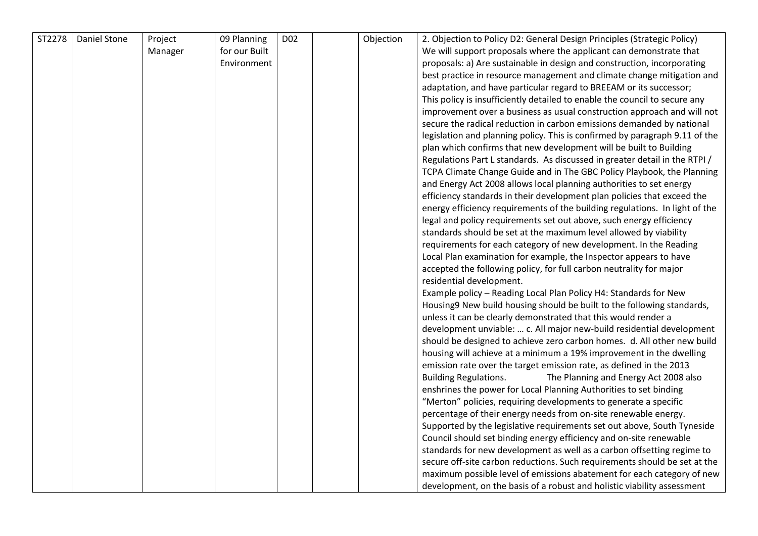| | | | | | | | |
|---|---|---|---|---|---|---|---|
| ST2278 | Daniel Stone | Project Manager | 09 Planning for our Built Environment | D02 | | Objection | 2. Objection to Policy D2: General Design Principles (Strategic Policy) We will support proposals where the applicant can demonstrate that proposals: a) Are sustainable in design and construction, incorporating best practice in resource management and climate change mitigation and adaptation, and have particular regard to BREEAM or its successor; This policy is insufficiently detailed to enable the council to secure any improvement over a business as usual construction approach and will not secure the radical reduction in carbon emissions demanded by national legislation and planning policy. This is confirmed by paragraph 9.11 of the plan which confirms that new development will be built to Building Regulations Part L standards. As discussed in greater detail in the RTPI / TCPA Climate Change Guide and in The GBC Policy Playbook, the Planning and Energy Act 2008 allows local planning authorities to set energy efficiency standards in their development plan policies that exceed the energy efficiency requirements of the building regulations. In light of the legal and policy requirements set out above, such energy efficiency standards should be set at the maximum level allowed by viability requirements for each category of new development. In the Reading Local Plan examination for example, the Inspector appears to have accepted the following policy, for full carbon neutrality for major residential development.<br>Example policy – Reading Local Plan Policy H4: Standards for New Housing9 New build housing should be built to the following standards, unless it can be clearly demonstrated that this would render a development unviable: … c. All major new-build residential development should be designed to achieve zero carbon homes. d. All other new build housing will achieve at a minimum a 19% improvement in the dwelling emission rate over the target emission rate, as defined in the 2013 Building Regulations. The Planning and Energy Act 2008 also enshrines the power for Local Planning Authorities to set binding "Merton" policies, requiring developments to generate a specific percentage of their energy needs from on-site renewable energy. Supported by the legislative requirements set out above, South Tyneside Council should set binding energy efficiency and on-site renewable standards for new development as well as a carbon offsetting regime to secure off-site carbon reductions. Such requirements should be set at the maximum possible level of emissions abatement for each category of new development, on the basis of a robust and holistic viability assessment |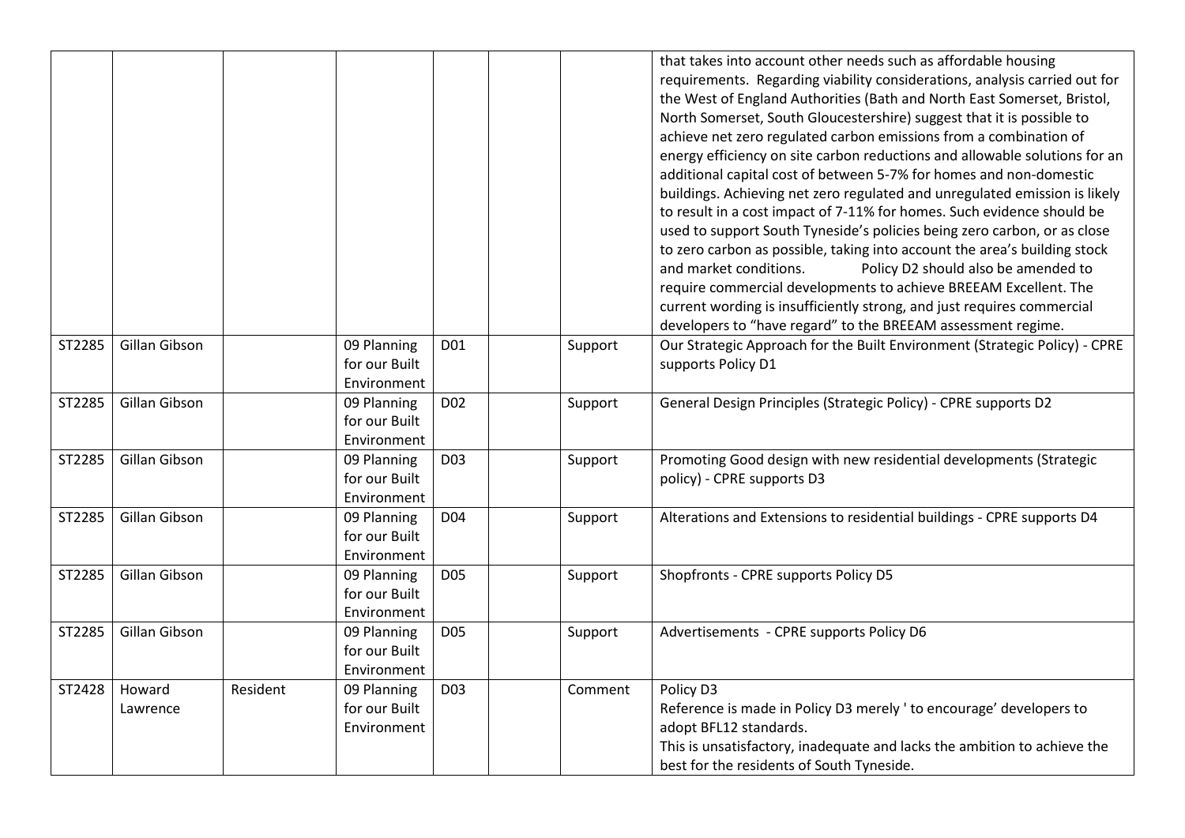|  |  |  |  |  |  |  |  |
|---|---|---|---|---|---|---|---|
|  |  |  |  |  |  |  | that takes into account other needs such as affordable housing requirements. Regarding viability considerations, analysis carried out for the West of England Authorities (Bath and North East Somerset, Bristol, North Somerset, South Gloucestershire) suggest that it is possible to achieve net zero regulated carbon emissions from a combination of energy efficiency on site carbon reductions and allowable solutions for an additional capital cost of between 5-7% for homes and non-domestic buildings. Achieving net zero regulated and unregulated emission is likely to result in a cost impact of 7-11% for homes. Such evidence should be used to support South Tyneside's policies being zero carbon, or as close to zero carbon as possible, taking into account the area's building stock and market conditions. Policy D2 should also be amended to require commercial developments to achieve BREEAM Excellent. The current wording is insufficiently strong, and just requires commercial developers to "have regard" to the BREEAM assessment regime. |
| ST2285 | Gillan Gibson |  | 09 Planning for our Built Environment | D01 |  | Support | Our Strategic Approach for the Built Environment (Strategic Policy) - CPRE supports Policy D1 |
| ST2285 | Gillan Gibson |  | 09 Planning for our Built Environment | D02 |  | Support | General Design Principles (Strategic Policy) - CPRE supports D2 |
| ST2285 | Gillan Gibson |  | 09 Planning for our Built Environment | D03 |  | Support | Promoting Good design with new residential developments (Strategic policy) - CPRE supports D3 |
| ST2285 | Gillan Gibson |  | 09 Planning for our Built Environment | D04 |  | Support | Alterations and Extensions to residential buildings - CPRE supports D4 |
| ST2285 | Gillan Gibson |  | 09 Planning for our Built Environment | D05 |  | Support | Shopfronts - CPRE supports Policy D5 |
| ST2285 | Gillan Gibson |  | 09 Planning for our Built Environment | D05 |  | Support | Advertisements - CPRE supports Policy D6 |
| ST2428 | Howard Lawrence | Resident | 09 Planning for our Built Environment | D03 |  | Comment | Policy D3<br>Reference is made in Policy D3 merely ' to encourage' developers to adopt BFL12 standards.<br>This is unsatisfactory, inadequate and lacks the ambition to achieve the best for the residents of South Tyneside. |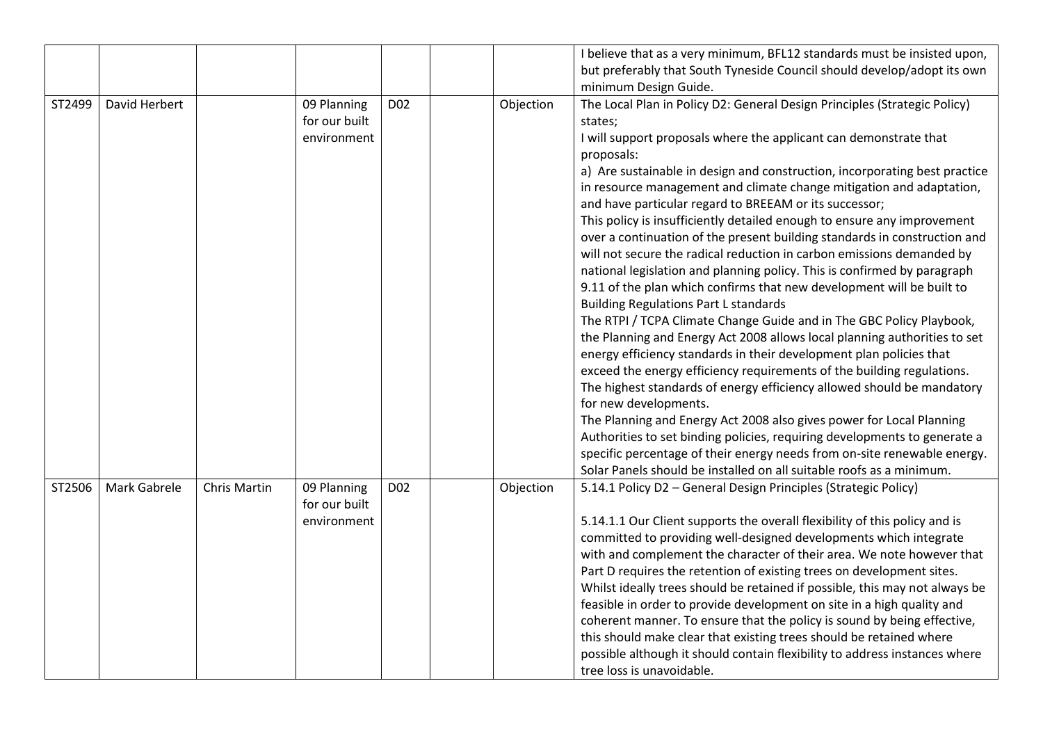| | | | | | | | |
|---|---|---|---|---|---|---|---|
| | | | | | | | I believe that as a very minimum, BFL12 standards must be insisted upon, but preferably that South Tyneside Council should develop/adopt its own minimum Design Guide. |
| ST2499 | David Herbert | | 09 Planning for our built environment | D02 | | Objection | The Local Plan in Policy D2: General Design Principles (Strategic Policy) states;<br>I will support proposals where the applicant can demonstrate that proposals:<br>a) Are sustainable in design and construction, incorporating best practice in resource management and climate change mitigation and adaptation, and have particular regard to BREEAM or its successor;<br>This policy is insufficiently detailed enough to ensure any improvement over a continuation of the present building standards in construction and will not secure the radical reduction in carbon emissions demanded by national legislation and planning policy. This is confirmed by paragraph 9.11 of the plan which confirms that new development will be built to Building Regulations Part L standards<br>The RTPI / TCPA Climate Change Guide and in The GBC Policy Playbook, the Planning and Energy Act 2008 allows local planning authorities to set energy efficiency standards in their development plan policies that exceed the energy efficiency requirements of the building regulations. The highest standards of energy efficiency allowed should be mandatory for new developments.<br>The Planning and Energy Act 2008 also gives power for Local Planning Authorities to set binding policies, requiring developments to generate a specific percentage of their energy needs from on-site renewable energy. Solar Panels should be installed on all suitable roofs as a minimum. |
| ST2506 | Mark Gabrele | Chris Martin | 09 Planning for our built environment | D02 | | Objection | 5.14.1 Policy D2 – General Design Principles (Strategic Policy)<br><br>5.14.1.1 Our Client supports the overall flexibility of this policy and is committed to providing well-designed developments which integrate with and complement the character of their area. We note however that Part D requires the retention of existing trees on development sites. Whilst ideally trees should be retained if possible, this may not always be feasible in order to provide development on site in a high quality and coherent manner. To ensure that the policy is sound by being effective, this should make clear that existing trees should be retained where possible although it should contain flexibility to address instances where tree loss is unavoidable. |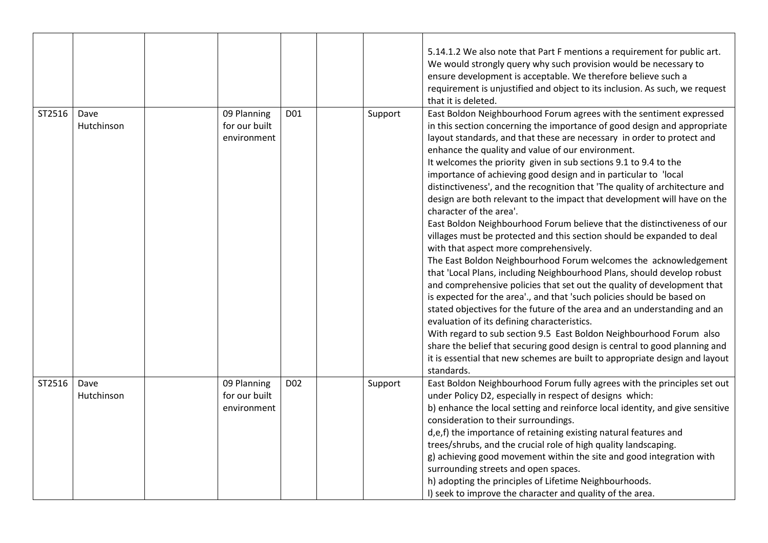|  |  |  |  |  |  |  |  |
|---|---|---|---|---|---|---|---|
|  |  |  |  |  |  |  | 5.14.1.2 We also note that Part F mentions a requirement for public art. We would strongly query why such provision would be necessary to ensure development is acceptable. We therefore believe such a requirement is unjustified and object to its inclusion. As such, we request that it is deleted. |
| ST2516 | Dave Hutchinson |  | 09 Planning for our built environment | D01 |  | Support | East Boldon Neighbourhood Forum agrees with the sentiment expressed in this section concerning the importance of good design and appropriate layout standards, and that these are necessary in order to protect and enhance the quality and value of our environment.<br>It welcomes the priority given in sub sections 9.1 to 9.4 to the importance of achieving good design and in particular to 'local distinctiveness', and the recognition that 'The quality of architecture and design are both relevant to the impact that development will have on the character of the area'.<br>East Boldon Neighbourhood Forum believe that the distinctiveness of our villages must be protected and this section should be expanded to deal with that aspect more comprehensively.<br>The East Boldon Neighbourhood Forum welcomes the acknowledgement that 'Local Plans, including Neighbourhood Plans, should develop robust and comprehensive policies that set out the quality of development that is expected for the area'., and that 'such policies should be based on stated objectives for the future of the area and an understanding and an evaluation of its defining characteristics.<br>With regard to sub section 9.5 East Boldon Neighbourhood Forum also share the belief that securing good design is central to good planning and it is essential that new schemes are built to appropriate design and layout standards. |
| ST2516 | Dave Hutchinson |  | 09 Planning for our built environment | D02 |  | Support | East Boldon Neighbourhood Forum fully agrees with the principles set out under Policy D2, especially in respect of designs which:<br>b) enhance the local setting and reinforce local identity, and give sensitive consideration to their surroundings.<br>d,e,f) the importance of retaining existing natural features and trees/shrubs, and the crucial role of high quality landscaping.<br>g) achieving good movement within the site and good integration with surrounding streets and open spaces.<br>h) adopting the principles of Lifetime Neighbourhoods.<br>l) seek to improve the character and quality of the area. |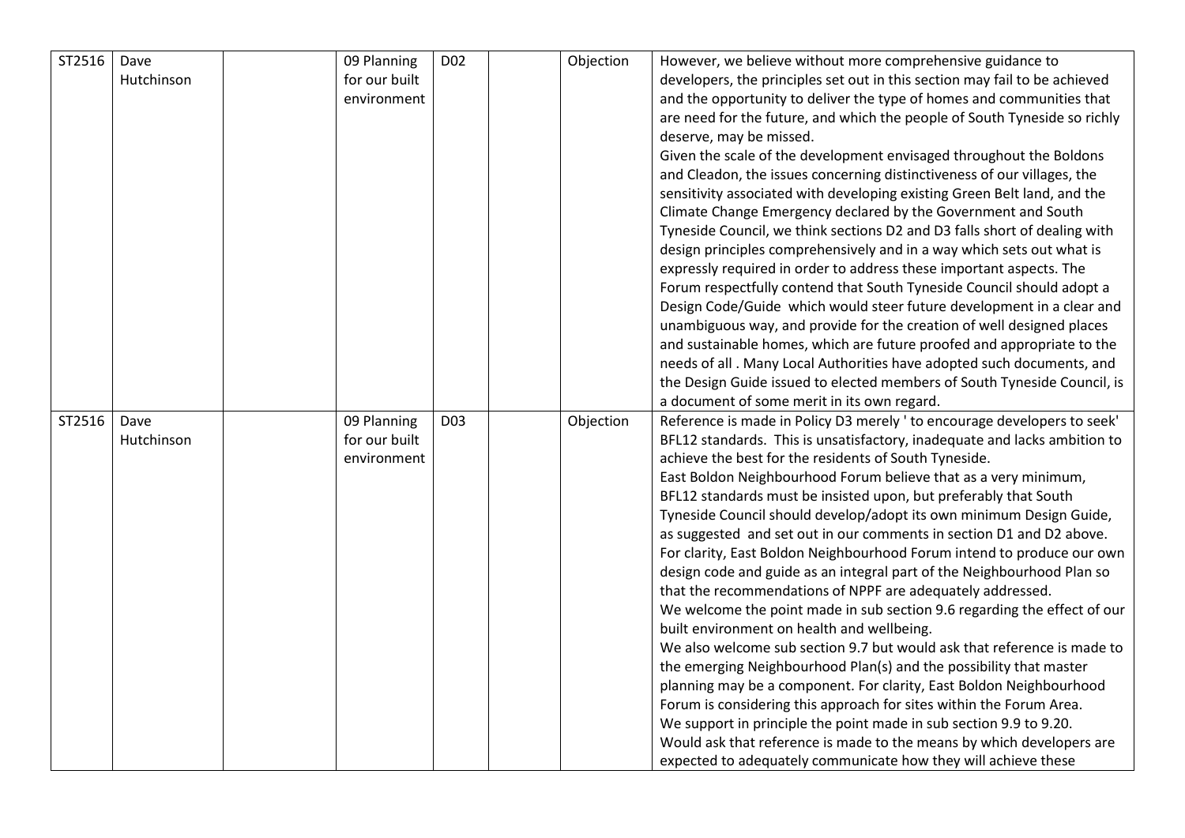| ST2516 | Dave Hutchinson | | 09 Planning for our built environment | D02 | | Objection | However, we believe without more comprehensive guidance to developers, the principles set out in this section may fail to be achieved and the opportunity to deliver the type of homes and communities that are need for the future, and which the people of South Tyneside so richly deserve, may be missed.<br>Given the scale of the development envisaged throughout the Boldons and Cleadon, the issues concerning distinctiveness of our villages, the sensitivity associated with developing existing Green Belt land, and the Climate Change Emergency declared by the Government and South Tyneside Council, we think sections D2 and D3 falls short of dealing with design principles comprehensively and in a way which sets out what is expressly required in order to address these important aspects. The Forum respectfully contend that South Tyneside Council should adopt a Design Code/Guide which would steer future development in a clear and unambiguous way, and provide for the creation of well designed places and sustainable homes, which are future proofed and appropriate to the needs of all . Many Local Authorities have adopted such documents, and the Design Guide issued to elected members of South Tyneside Council, is a document of some merit in its own regard. |
|---|---|---|---|---|---|---|---|
| ST2516 | Dave Hutchinson | | 09 Planning for our built environment | D03 | | Objection | Reference is made in Policy D3 merely ' to encourage developers to seek' BFL12 standards. This is unsatisfactory, inadequate and lacks ambition to achieve the best for the residents of South Tyneside.<br>East Boldon Neighbourhood Forum believe that as a very minimum, BFL12 standards must be insisted upon, but preferably that South Tyneside Council should develop/adopt its own minimum Design Guide, as suggested and set out in our comments in section D1 and D2 above. For clarity, East Boldon Neighbourhood Forum intend to produce our own design code and guide as an integral part of the Neighbourhood Plan so that the recommendations of NPPF are adequately addressed.<br>We welcome the point made in sub section 9.6 regarding the effect of our built environment on health and wellbeing.<br>We also welcome sub section 9.7 but would ask that reference is made to the emerging Neighbourhood Plan(s) and the possibility that master planning may be a component. For clarity, East Boldon Neighbourhood Forum is considering this approach for sites within the Forum Area.<br>We support in principle the point made in sub section 9.9 to 9.20.<br>Would ask that reference is made to the means by which developers are expected to adequately communicate how they will achieve these |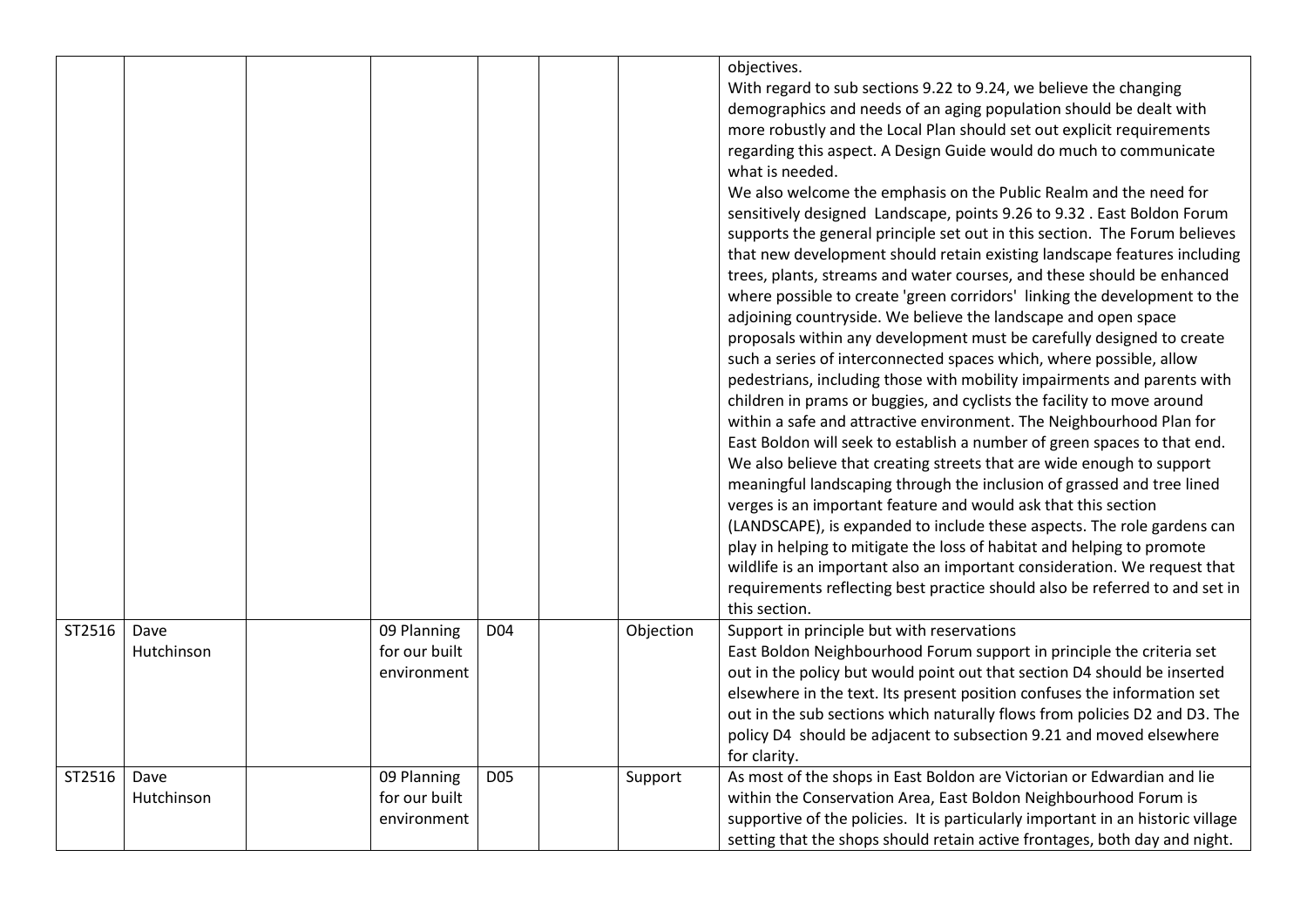|  |  |  |  |  |  |  |  |
|---|---|---|---|---|---|---|---|
|  |  |  |  |  |  |  | objectives.<br>With regard to sub sections 9.22 to 9.24, we believe the changing demographics and needs of an aging population should be dealt with more robustly and the Local Plan should set out explicit requirements regarding this aspect. A Design Guide would do much to communicate what is needed.<br>We also welcome the emphasis on the Public Realm and the need for sensitively designed Landscape, points 9.26 to 9.32 . East Boldon Forum supports the general principle set out in this section. The Forum believes that new development should retain existing landscape features including trees, plants, streams and water courses, and these should be enhanced where possible to create 'green corridors' linking the development to the adjoining countryside. We believe the landscape and open space proposals within any development must be carefully designed to create such a series of interconnected spaces which, where possible, allow pedestrians, including those with mobility impairments and parents with children in prams or buggies, and cyclists the facility to move around within a safe and attractive environment. The Neighbourhood Plan for East Boldon will seek to establish a number of green spaces to that end. We also believe that creating streets that are wide enough to support meaningful landscaping through the inclusion of grassed and tree lined verges is an important feature and would ask that this section (LANDSCAPE), is expanded to include these aspects. The role gardens can play in helping to mitigate the loss of habitat and helping to promote wildlife is an important also an important consideration. We request that requirements reflecting best practice should also be referred to and set in this section. |
| ST2516 | Dave Hutchinson |  | 09 Planning for our built environment | D04 |  | Objection | Support in principle but with reservations<br>East Boldon Neighbourhood Forum support in principle the criteria set out in the policy but would point out that section D4 should be inserted elsewhere in the text. Its present position confuses the information set out in the sub sections which naturally flows from policies D2 and D3. The policy D4 should be adjacent to subsection 9.21 and moved elsewhere for clarity. |
| ST2516 | Dave Hutchinson |  | 09 Planning for our built environment | D05 |  | Support | As most of the shops in East Boldon are Victorian or Edwardian and lie within the Conservation Area, East Boldon Neighbourhood Forum is supportive of the policies. It is particularly important in an historic village setting that the shops should retain active frontages, both day and night. |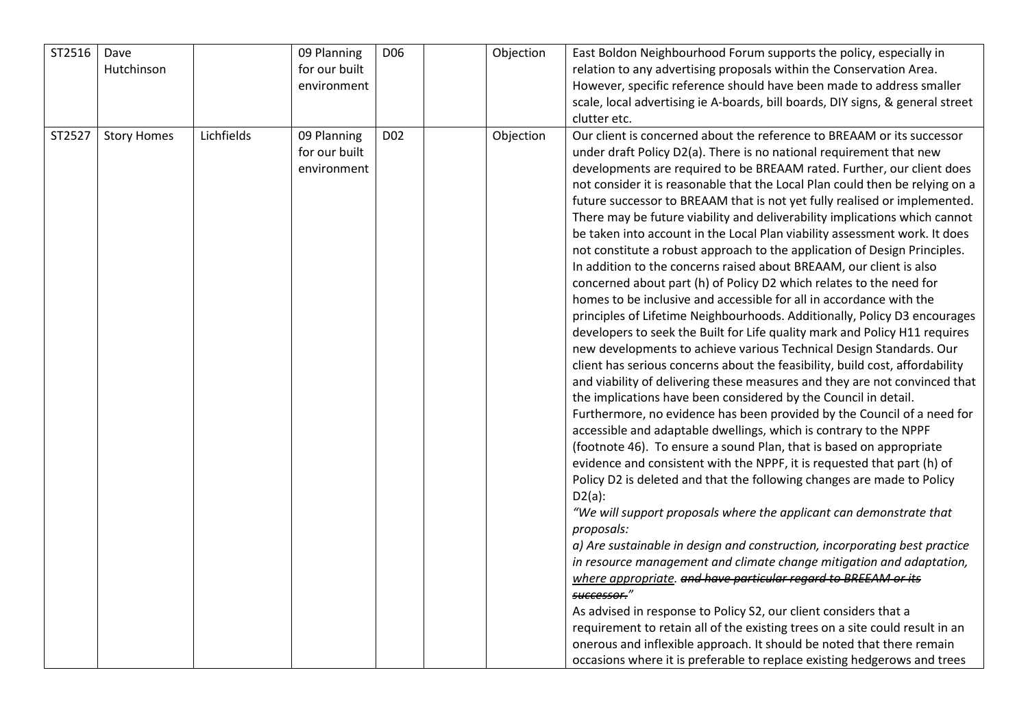| ST2516 | Dave Hutchinson | | 09 Planning for our built environment | D06 | | Objection | East Boldon Neighbourhood Forum supports the policy, especially in relation to any advertising proposals within the Conservation Area. However, specific reference should have been made to address smaller scale, local advertising ie A-boards, bill boards, DIY signs, & general street clutter etc. |
|---|---|---|---|---|---|---|---|
| ST2527 | Story Homes | Lichfields | 09 Planning for our built environment | D02 | | Objection | Our client is concerned about the reference to BREAAM or its successor under draft Policy D2(a). There is no national requirement that new developments are required to be BREAAM rated. Further, our client does not consider it is reasonable that the Local Plan could then be relying on a future successor to BREAAM that is not yet fully realised or implemented. There may be future viability and deliverability implications which cannot be taken into account in the Local Plan viability assessment work. It does not constitute a robust approach to the application of Design Principles. In addition to the concerns raised about BREAAM, our client is also concerned about part (h) of Policy D2 which relates to the need for homes to be inclusive and accessible for all in accordance with the principles of Lifetime Neighbourhoods. Additionally, Policy D3 encourages developers to seek the Built for Life quality mark and Policy H11 requires new developments to achieve various Technical Design Standards. Our client has serious concerns about the feasibility, build cost, affordability and viability of delivering these measures and they are not convinced that the implications have been considered by the Council in detail. Furthermore, no evidence has been provided by the Council of a need for accessible and adaptable dwellings, which is contrary to the NPPF (footnote 46). To ensure a sound Plan, that is based on appropriate evidence and consistent with the NPPF, it is requested that part (h) of Policy D2 is deleted and that the following changes are made to Policy D2(a):<br>*"We will support proposals where the applicant can demonstrate that proposals:*<br>*a) Are sustainable in design and construction, incorporating best practice in resource management and climate change mitigation and adaptation, <u>where appropriate</u>. ~~and have particular regard to BREEAM or its successor.~~"*<br>As advised in response to Policy S2, our client considers that a requirement to retain all of the existing trees on a site could result in an onerous and inflexible approach. It should be noted that there remain occasions where it is preferable to replace existing hedgerows and trees |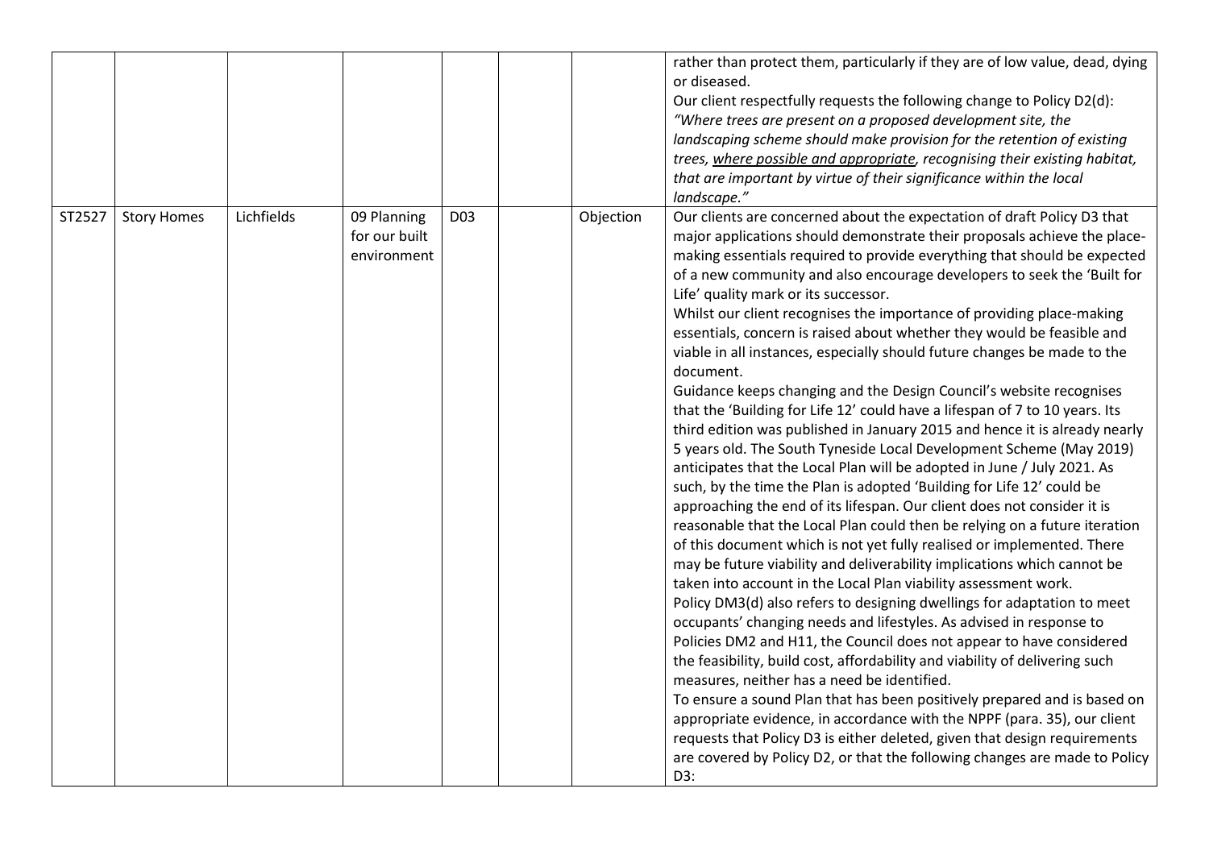|  |  |  |  |  |  |  |  |
|---|---|---|---|---|---|---|---|
|  |  |  |  |  |  |  | rather than protect them, particularly if they are of low value, dead, dying or diseased.<br>Our client respectfully requests the following change to Policy D2(d):<br>*"Where trees are present on a proposed development site, the landscaping scheme should make provision for the retention of existing trees, <u>where possible and appropriate</u>, recognising their existing habitat, that are important by virtue of their significance within the local landscape."* |
| ST2527 | Story Homes | Lichfields | 09 Planning for our built environment | D03 |  | Objection | Our clients are concerned about the expectation of draft Policy D3 that major applications should demonstrate their proposals achieve the place-making essentials required to provide everything that should be expected of a new community and also encourage developers to seek the 'Built for Life' quality mark or its successor.<br>Whilst our client recognises the importance of providing place-making essentials, concern is raised about whether they would be feasible and viable in all instances, especially should future changes be made to the document.<br>Guidance keeps changing and the Design Council's website recognises that the 'Building for Life 12' could have a lifespan of 7 to 10 years. Its third edition was published in January 2015 and hence it is already nearly 5 years old. The South Tyneside Local Development Scheme (May 2019) anticipates that the Local Plan will be adopted in June / July 2021. As such, by the time the Plan is adopted 'Building for Life 12' could be approaching the end of its lifespan. Our client does not consider it is reasonable that the Local Plan could then be relying on a future iteration of this document which is not yet fully realised or implemented. There may be future viability and deliverability implications which cannot be taken into account in the Local Plan viability assessment work.<br>Policy DM3(d) also refers to designing dwellings for adaptation to meet occupants' changing needs and lifestyles. As advised in response to Policies DM2 and H11, the Council does not appear to have considered the feasibility, build cost, affordability and viability of delivering such measures, neither has a need be identified.<br>To ensure a sound Plan that has been positively prepared and is based on appropriate evidence, in accordance with the NPPF (para. 35), our client requests that Policy D3 is either deleted, given that design requirements are covered by Policy D2, or that the following changes are made to Policy D3: |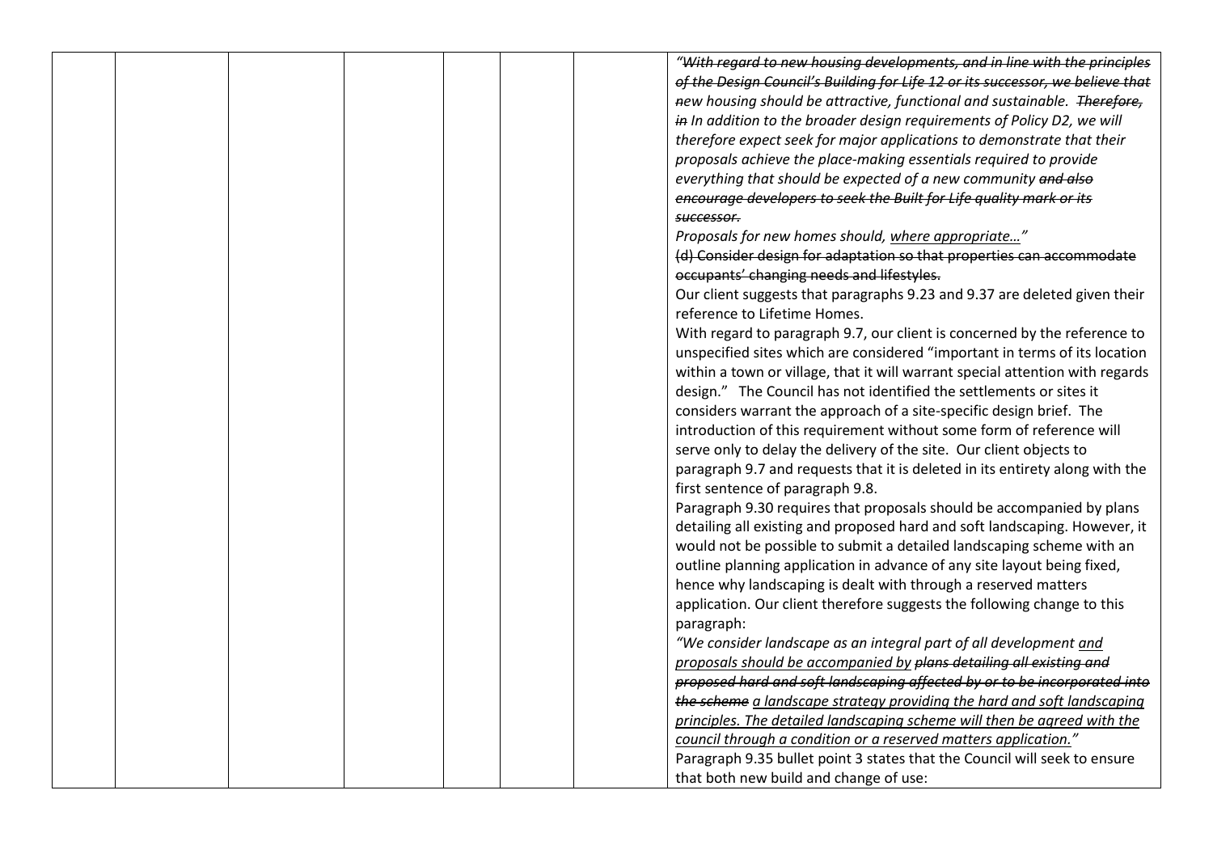| | | | | | | | |
|---|---|---|---|---|---|---|---|
| | | | | | | | *~~"With regard to new housing developments, and in line with the principles of the Design Council's Building for Life 12 or its successor, we believe that n~~ew housing should be attractive, functional and sustainable. ~~Therefore, in~~ In addition to the broader design requirements of Policy D2, we will therefore expect seek for major applications to demonstrate that their proposals achieve the place-making essentials required to provide everything that should be expected of a new community ~~and also encourage developers to seek the Built for Life quality mark or its successor.~~*<br>*Proposals for new homes should, <u>where appropriate</u>…"*<br>~~(d) Consider design for adaptation so that properties can accommodate occupants' changing needs and lifestyles.~~<br>Our client suggests that paragraphs 9.23 and 9.37 are deleted given their reference to Lifetime Homes.<br>With regard to paragraph 9.7, our client is concerned by the reference to unspecified sites which are considered "important in terms of its location within a town or village, that it will warrant special attention with regards design." The Council has not identified the settlements or sites it considers warrant the approach of a site-specific design brief. The introduction of this requirement without some form of reference will serve only to delay the delivery of the site. Our client objects to paragraph 9.7 and requests that it is deleted in its entirety along with the first sentence of paragraph 9.8.<br>Paragraph 9.30 requires that proposals should be accompanied by plans detailing all existing and proposed hard and soft landscaping. However, it would not be possible to submit a detailed landscaping scheme with an outline planning application in advance of any site layout being fixed, hence why landscaping is dealt with through a reserved matters application. Our client therefore suggests the following change to this paragraph:<br>*"We consider landscape as an integral part of all development <u>and proposals should be accompanied by</u> ~~plans detailing all existing and proposed hard and soft landscaping affected by or to be incorporated into the scheme~~ <u>a landscape strategy providing the hard and soft landscaping principles. The detailed landscaping scheme will then be agreed with the council through a condition or a reserved matters application.</u>"*<br>Paragraph 9.35 bullet point 3 states that the Council will seek to ensure that both new build and change of use: |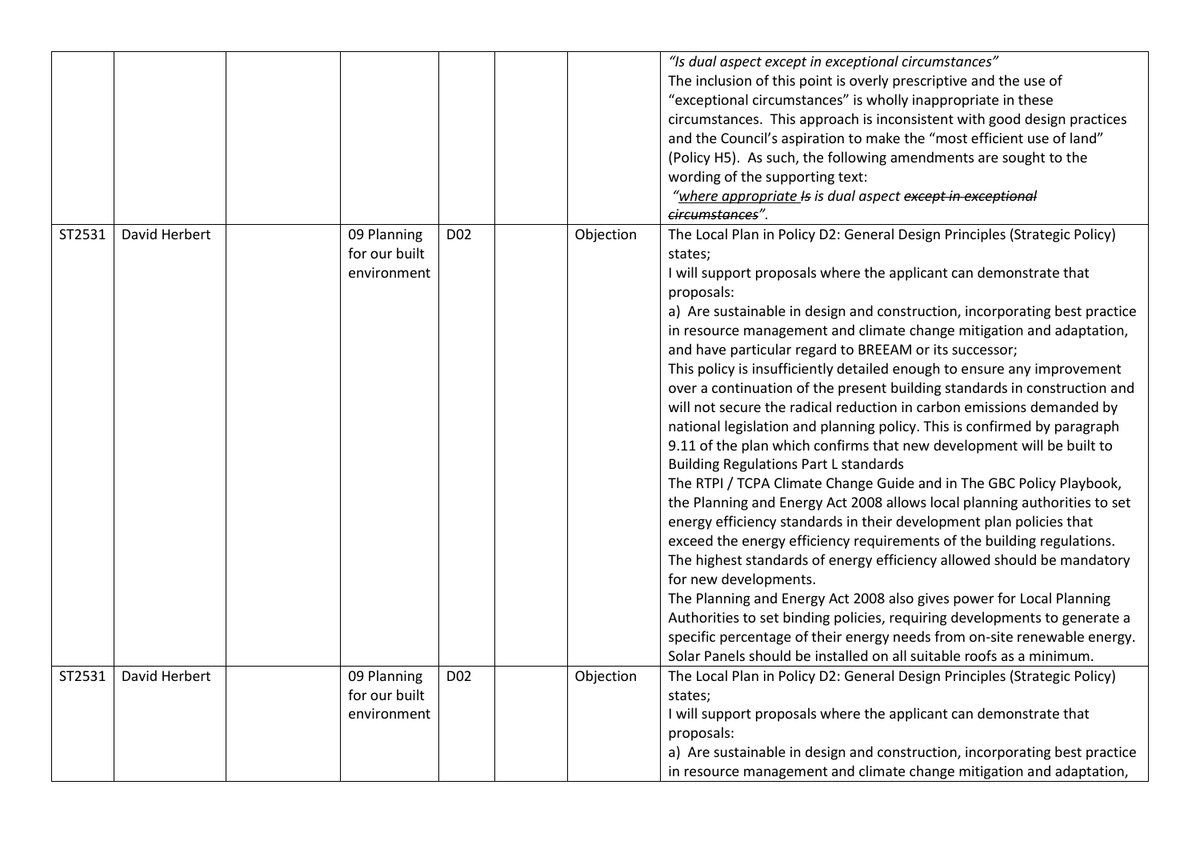|  |  |  |  |  |  |  |  |
|---|---|---|---|---|---|---|---|
|  |  |  |  |  |  |  | *"Is dual aspect except in exceptional circumstances"*<br>The inclusion of this point is overly prescriptive and the use of "exceptional circumstances" is wholly inappropriate in these circumstances. This approach is inconsistent with good design practices and the Council's aspiration to make the "most efficient use of land" (Policy H5). As such, the following amendments are sought to the wording of the supporting text:<br>*"<u>where appropriate</u> ~~Is~~ is dual aspect ~~except in exceptional circumstances~~".* |
| ST2531 | David Herbert |  | 09 Planning for our built environment | D02 |  | Objection | The Local Plan in Policy D2: General Design Principles (Strategic Policy) states;<br>I will support proposals where the applicant can demonstrate that proposals:<br>a) Are sustainable in design and construction, incorporating best practice in resource management and climate change mitigation and adaptation, and have particular regard to BREEAM or its successor;<br>This policy is insufficiently detailed enough to ensure any improvement over a continuation of the present building standards in construction and will not secure the radical reduction in carbon emissions demanded by national legislation and planning policy. This is confirmed by paragraph 9.11 of the plan which confirms that new development will be built to Building Regulations Part L standards<br>The RTPI / TCPA Climate Change Guide and in The GBC Policy Playbook, the Planning and Energy Act 2008 allows local planning authorities to set energy efficiency standards in their development plan policies that exceed the energy efficiency requirements of the building regulations. The highest standards of energy efficiency allowed should be mandatory for new developments.<br>The Planning and Energy Act 2008 also gives power for Local Planning Authorities to set binding policies, requiring developments to generate a specific percentage of their energy needs from on-site renewable energy. Solar Panels should be installed on all suitable roofs as a minimum. |
| ST2531 | David Herbert |  | 09 Planning for our built environment | D02 |  | Objection | The Local Plan in Policy D2: General Design Principles (Strategic Policy) states;<br>I will support proposals where the applicant can demonstrate that proposals:<br>a) Are sustainable in design and construction, incorporating best practice in resource management and climate change mitigation and adaptation, |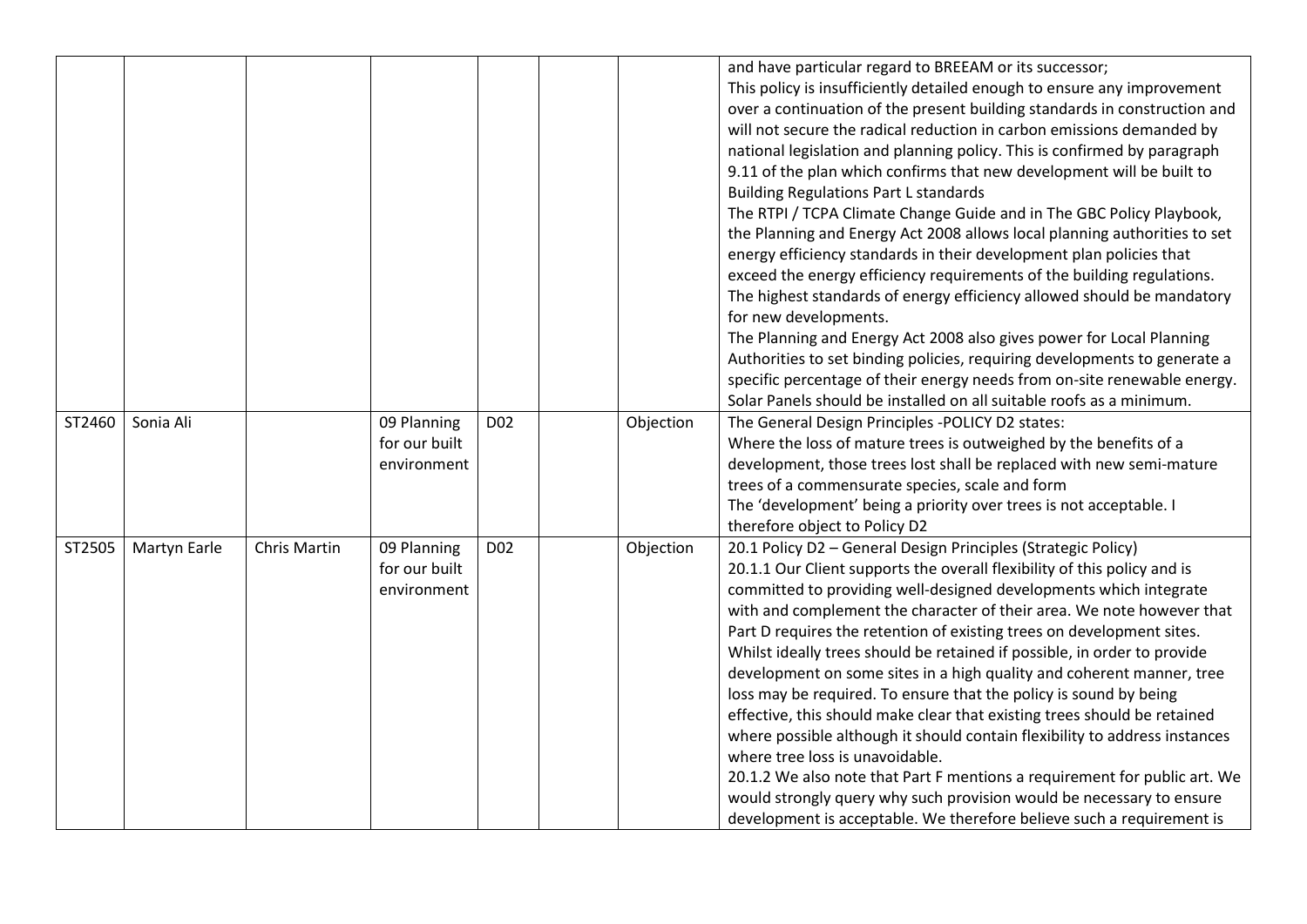|  |  |  |  |  |  |  |  |
|---|---|---|---|---|---|---|---|
|  |  |  |  |  |  |  | and have particular regard to BREEAM or its successor;<br>This policy is insufficiently detailed enough to ensure any improvement over a continuation of the present building standards in construction and will not secure the radical reduction in carbon emissions demanded by national legislation and planning policy. This is confirmed by paragraph 9.11 of the plan which confirms that new development will be built to Building Regulations Part L standards<br>The RTPI / TCPA Climate Change Guide and in The GBC Policy Playbook, the Planning and Energy Act 2008 allows local planning authorities to set energy efficiency standards in their development plan policies that exceed the energy efficiency requirements of the building regulations. The highest standards of energy efficiency allowed should be mandatory for new developments.<br>The Planning and Energy Act 2008 also gives power for Local Planning Authorities to set binding policies, requiring developments to generate a specific percentage of their energy needs from on-site renewable energy. Solar Panels should be installed on all suitable roofs as a minimum. |
| ST2460 | Sonia Ali |  | 09 Planning for our built environment | D02 |  | Objection | The General Design Principles -POLICY D2 states:<br>Where the loss of mature trees is outweighed by the benefits of a development, those trees lost shall be replaced with new semi-mature trees of a commensurate species, scale and form<br>The 'development' being a priority over trees is not acceptable. I therefore object to Policy D2 |
| ST2505 | Martyn Earle | Chris Martin | 09 Planning for our built environment | D02 |  | Objection | 20.1 Policy D2 – General Design Principles (Strategic Policy)<br>20.1.1 Our Client supports the overall flexibility of this policy and is committed to providing well-designed developments which integrate with and complement the character of their area. We note however that Part D requires the retention of existing trees on development sites. Whilst ideally trees should be retained if possible, in order to provide development on some sites in a high quality and coherent manner, tree loss may be required. To ensure that the policy is sound by being effective, this should make clear that existing trees should be retained where possible although it should contain flexibility to address instances where tree loss is unavoidable.<br>20.1.2 We also note that Part F mentions a requirement for public art. We would strongly query why such provision would be necessary to ensure development is acceptable. We therefore believe such a requirement is |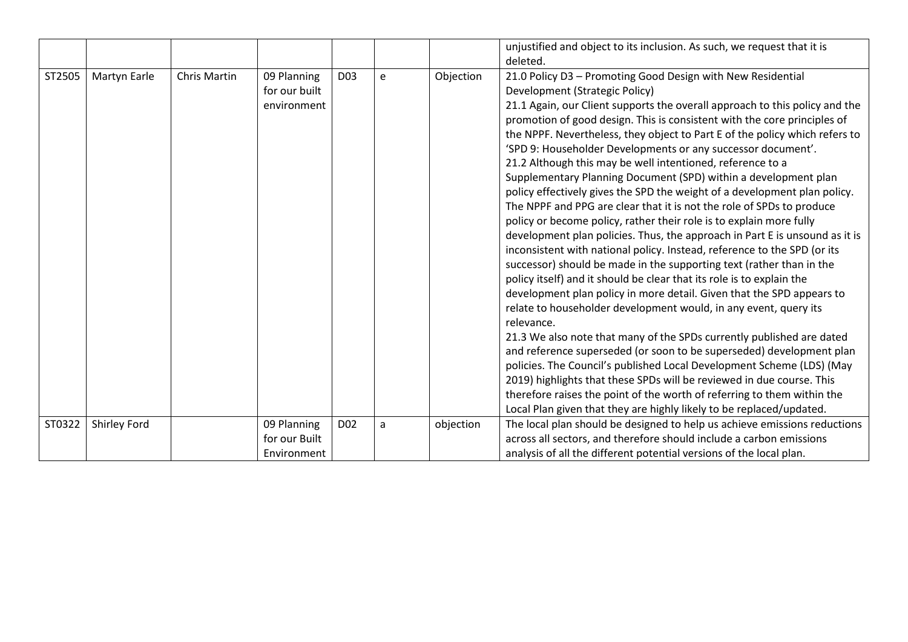| | | | | | | | |
|---|---|---|---|---|---|---|---|
| | | | | | | | unjustified and object to its inclusion. As such, we request that it is deleted. |
| ST2505 | Martyn Earle | Chris Martin | 09 Planning for our built environment | D03 | e | Objection | 21.0 Policy D3 – Promoting Good Design with New Residential Development (Strategic Policy)<br>21.1 Again, our Client supports the overall approach to this policy and the promotion of good design. This is consistent with the core principles of the NPPF. Nevertheless, they object to Part E of the policy which refers to 'SPD 9: Householder Developments or any successor document'.<br>21.2 Although this may be well intentioned, reference to a Supplementary Planning Document (SPD) within a development plan policy effectively gives the SPD the weight of a development plan policy. The NPPF and PPG are clear that it is not the role of SPDs to produce policy or become policy, rather their role is to explain more fully development plan policies. Thus, the approach in Part E is unsound as it is inconsistent with national policy. Instead, reference to the SPD (or its successor) should be made in the supporting text (rather than in the policy itself) and it should be clear that its role is to explain the development plan policy in more detail. Given that the SPD appears to relate to householder development would, in any event, query its relevance.<br>21.3 We also note that many of the SPDs currently published are dated and reference superseded (or soon to be superseded) development plan policies. The Council's published Local Development Scheme (LDS) (May 2019) highlights that these SPDs will be reviewed in due course. This therefore raises the point of the worth of referring to them within the Local Plan given that they are highly likely to be replaced/updated. |
| ST0322 | Shirley Ford | | 09 Planning for our Built Environment | D02 | a | objection | The local plan should be designed to help us achieve emissions reductions across all sectors, and therefore should include a carbon emissions analysis of all the different potential versions of the local plan. |